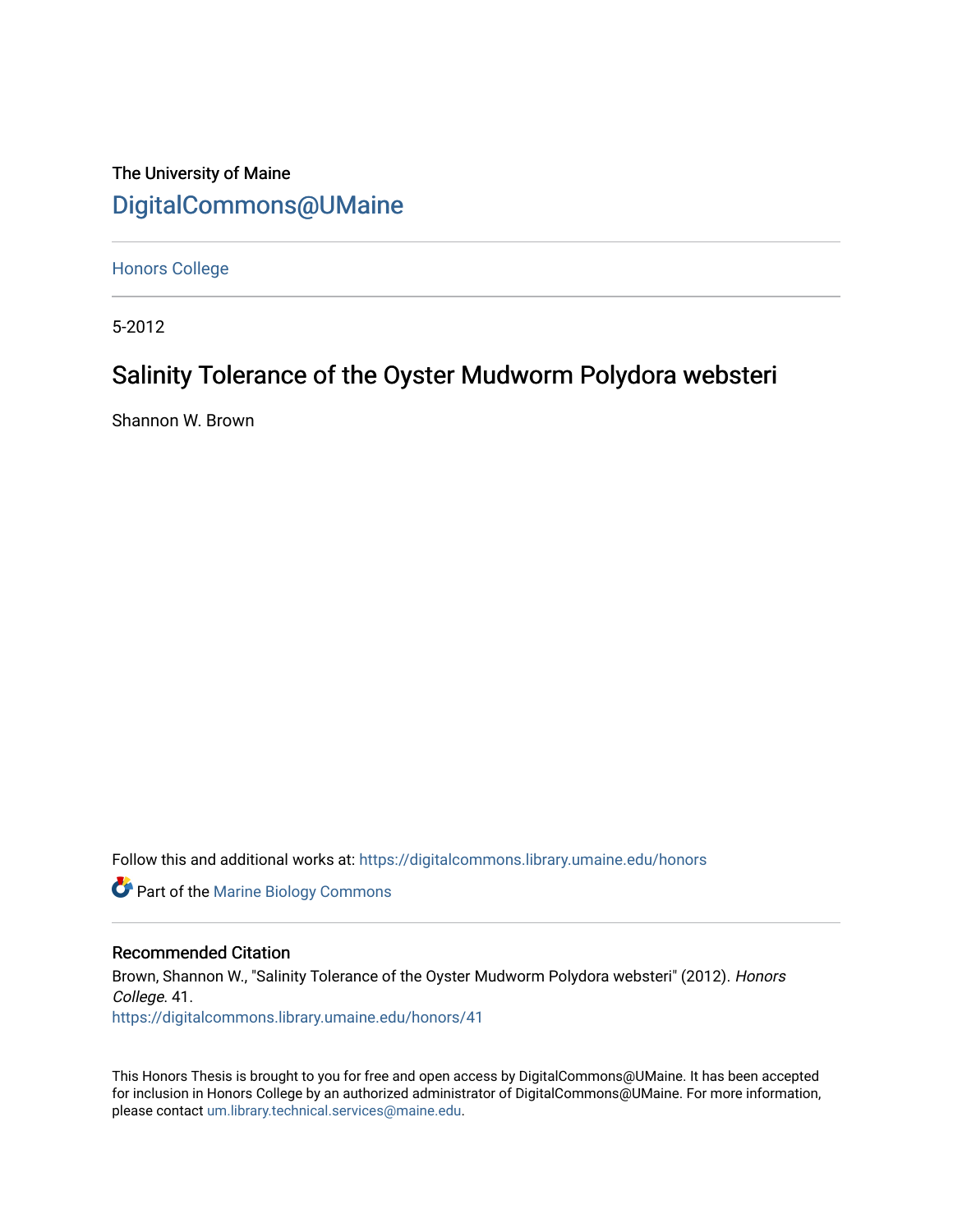The University of Maine

DigitalCommons@UMaine

Honors College

5-2012

# Salinity Tolerance of the Oyster Mudworm Polydora websteri

Shannon W. Brown

Follow this and additional works at: https://digitalcommons.library.umaine.edu/honors

Part of the Marine Biology Commons

## Recommended Citation

Brown, Shannon W., "Salinity Tolerance of the Oyster Mudworm Polydora websteri" (2012). *Honors College*. 41.
https://digitalcommons.library.umaine.edu/honors/41

This Honors Thesis is brought to you for free and open access by DigitalCommons@UMaine. It has been accepted for inclusion in Honors College by an authorized administrator of DigitalCommons@UMaine. For more information, please contact um.library.technical.services@maine.edu.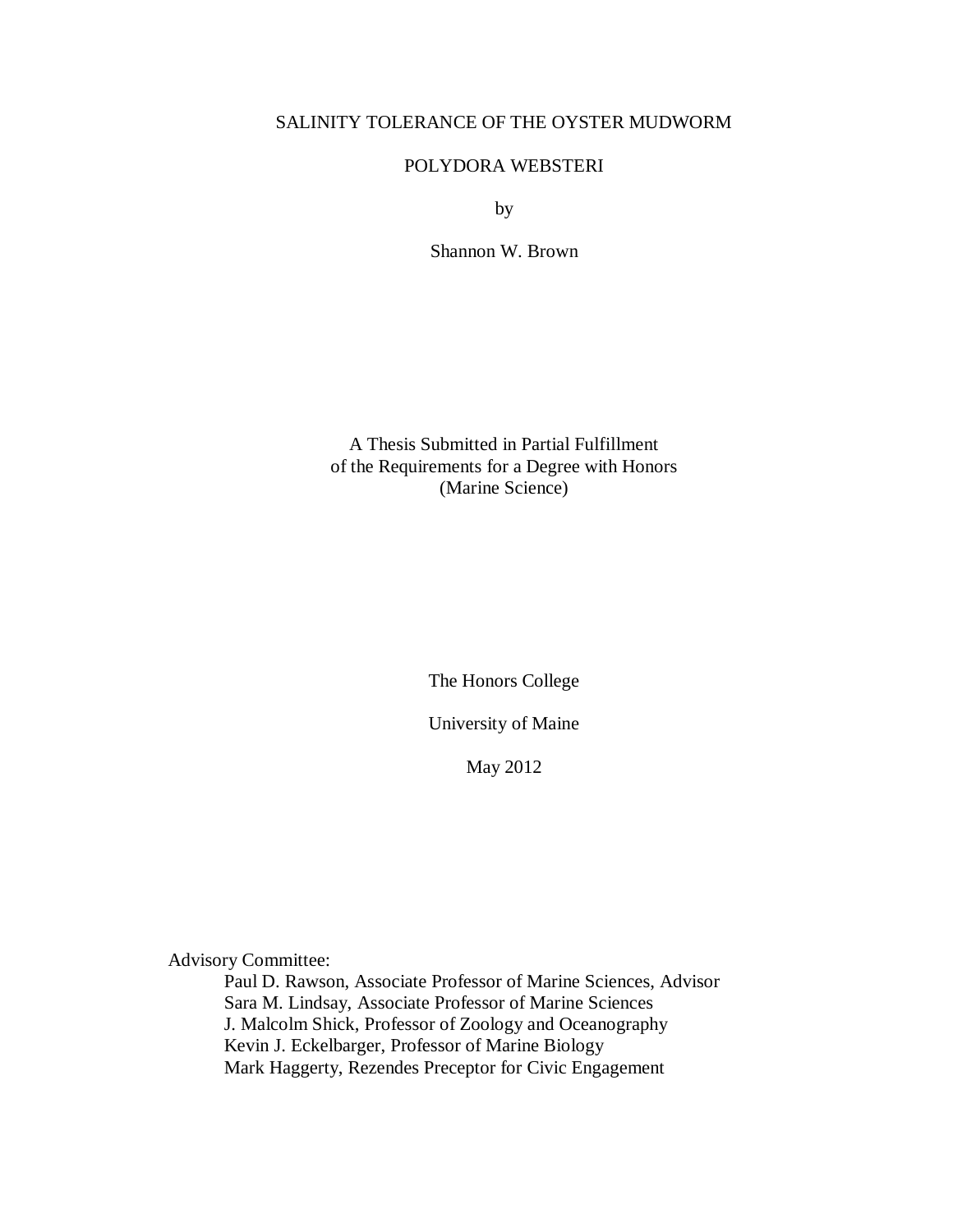# SALINITY TOLERANCE OF THE OYSTER MUDWORM

# POLYDORA WEBSTERI

by

Shannon W. Brown

A Thesis Submitted in Partial Fulfillment
of the Requirements for a Degree with Honors
(Marine Science)

The Honors College

University of Maine

May 2012

Advisory Committee:

Paul D. Rawson, Associate Professor of Marine Sciences, Advisor
Sara M. Lindsay, Associate Professor of Marine Sciences
J. Malcolm Shick, Professor of Zoology and Oceanography
Kevin J. Eckelbarger, Professor of Marine Biology
Mark Haggerty, Rezendes Preceptor for Civic Engagement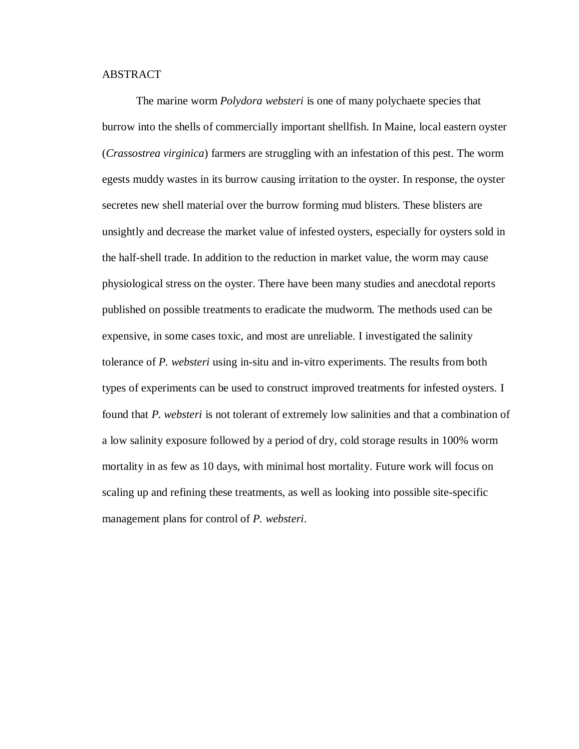# ABSTRACT

The marine worm *Polydora websteri* is one of many polychaete species that burrow into the shells of commercially important shellfish. In Maine, local eastern oyster (*Crassostrea virginica*) farmers are struggling with an infestation of this pest. The worm egests muddy wastes in its burrow causing irritation to the oyster. In response, the oyster secretes new shell material over the burrow forming mud blisters. These blisters are unsightly and decrease the market value of infested oysters, especially for oysters sold in the half-shell trade. In addition to the reduction in market value, the worm may cause physiological stress on the oyster. There have been many studies and anecdotal reports published on possible treatments to eradicate the mudworm. The methods used can be expensive, in some cases toxic, and most are unreliable. I investigated the salinity tolerance of *P. websteri* using in-situ and in-vitro experiments. The results from both types of experiments can be used to construct improved treatments for infested oysters. I found that *P. websteri* is not tolerant of extremely low salinities and that a combination of a low salinity exposure followed by a period of dry, cold storage results in 100% worm mortality in as few as 10 days, with minimal host mortality. Future work will focus on scaling up and refining these treatments, as well as looking into possible site-specific management plans for control of *P. websteri*.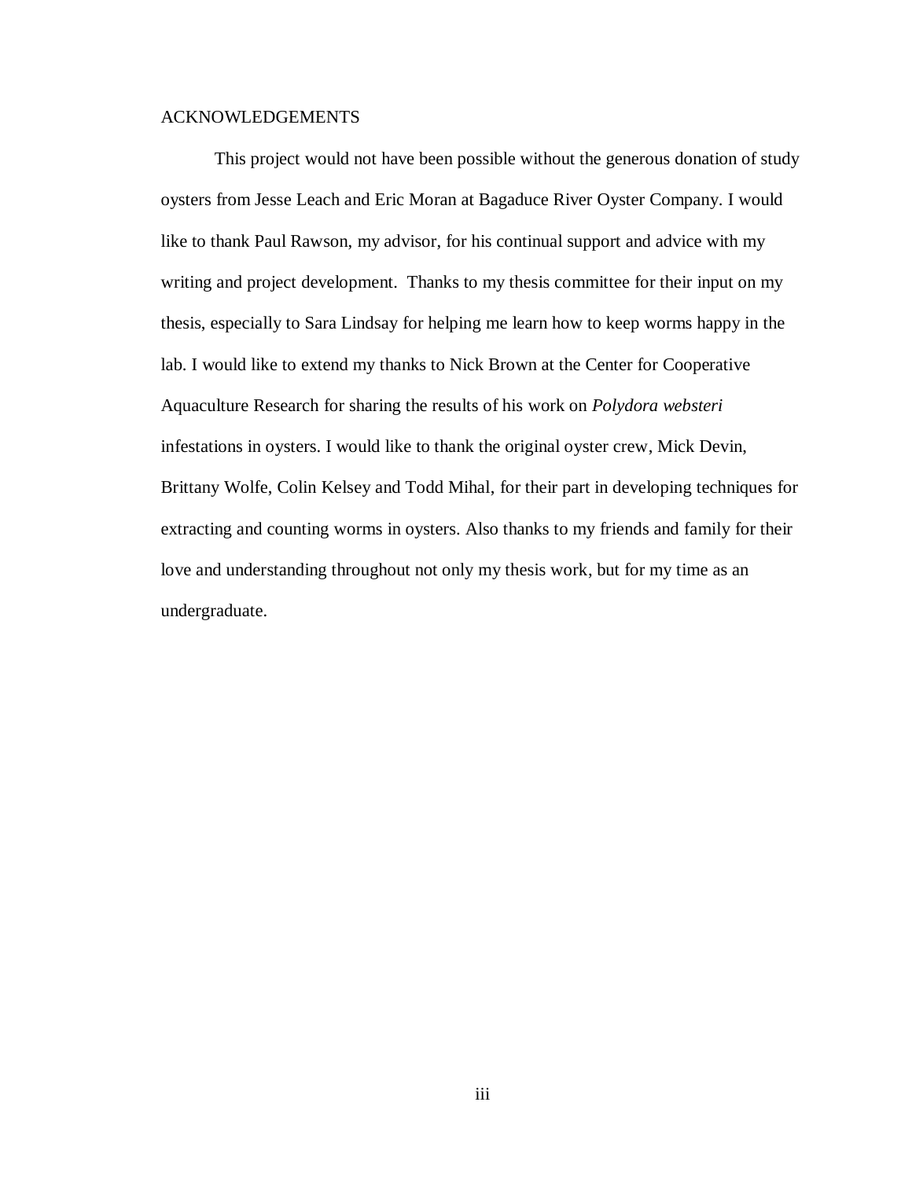## ACKNOWLEDGEMENTS

This project would not have been possible without the generous donation of study oysters from Jesse Leach and Eric Moran at Bagaduce River Oyster Company. I would like to thank Paul Rawson, my advisor, for his continual support and advice with my writing and project development. Thanks to my thesis committee for their input on my thesis, especially to Sara Lindsay for helping me learn how to keep worms happy in the lab. I would like to extend my thanks to Nick Brown at the Center for Cooperative Aquaculture Research for sharing the results of his work on *Polydora websteri* infestations in oysters. I would like to thank the original oyster crew, Mick Devin, Brittany Wolfe, Colin Kelsey and Todd Mihal, for their part in developing techniques for extracting and counting worms in oysters. Also thanks to my friends and family for their love and understanding throughout not only my thesis work, but for my time as an undergraduate.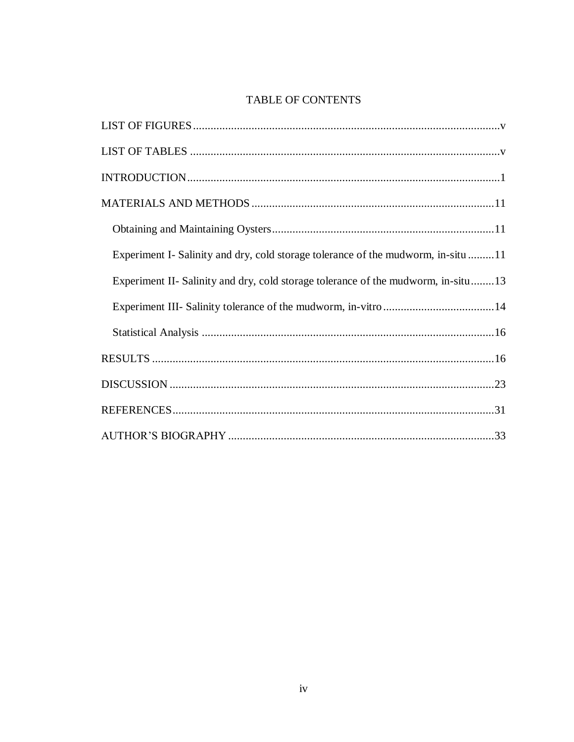# TABLE OF CONTENTS

LIST OF FIGURES ........................................................................................................ v

LIST OF TABLES ......................................................................................................... v

INTRODUCTION ........................................................................................................... 1

MATERIALS AND METHODS .................................................................................. 11

- Obtaining and Maintaining Oysters ........................................................................... 11
- Experiment I- Salinity and dry, cold storage tolerance of the mudworm, in-situ ......... 11
- Experiment II- Salinity and dry, cold storage tolerance of the mudworm, in-situ ........ 13
- Experiment III- Salinity tolerance of the mudworm, in-vitro ...................................... 14
- Statistical Analysis ................................................................................................... 16

RESULTS ..................................................................................................................... 16

DISCUSSION ............................................................................................................... 23

REFERENCES ............................................................................................................. 31

AUTHOR'S BIOGRAPHY ........................................................................................... 33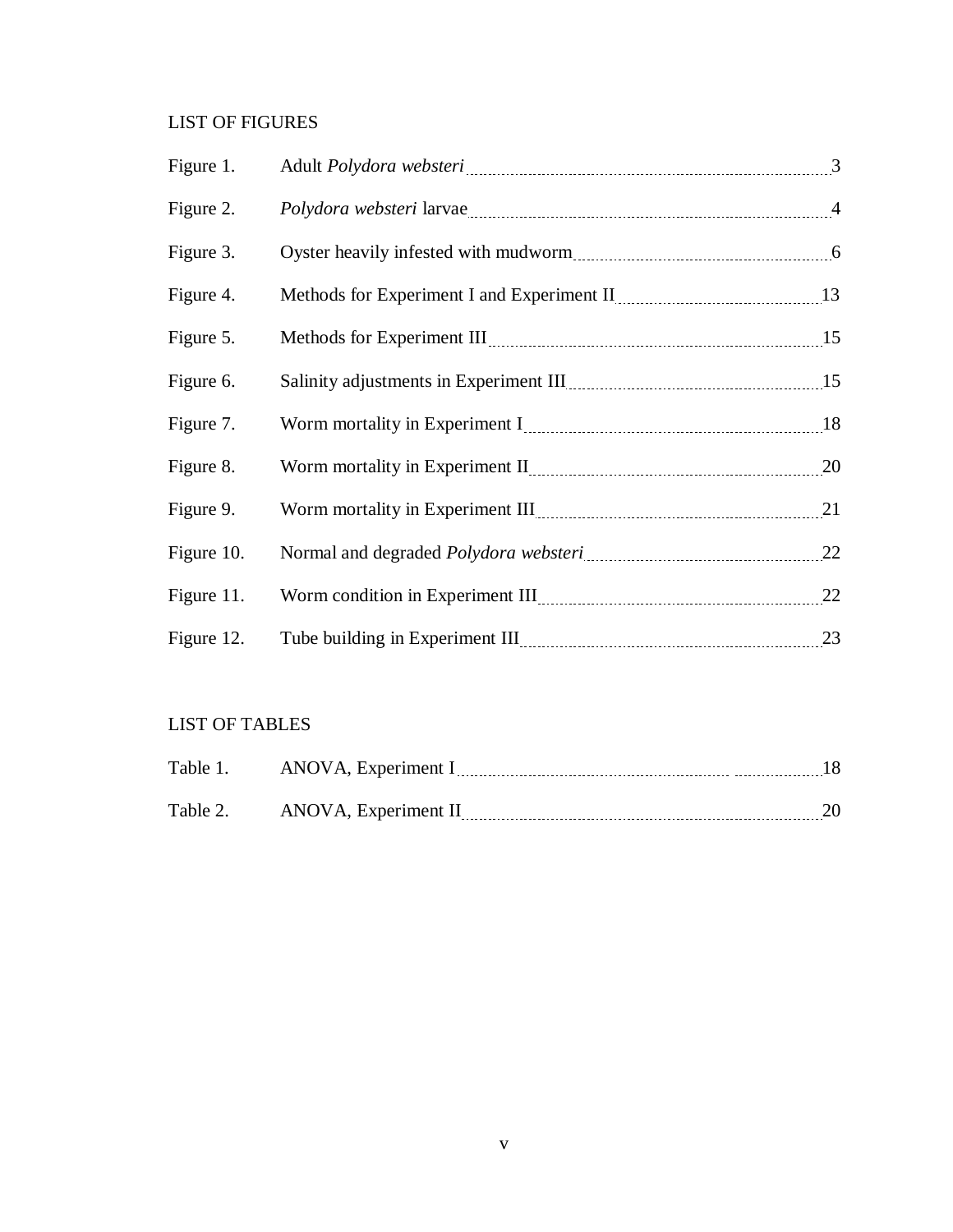## LIST OF FIGURES

| | | |
|---|---|---|
| Figure 1. | Adult *Polydora websteri* | 3 |
| Figure 2. | *Polydora websteri* larvae | 4 |
| Figure 3. | Oyster heavily infested with mudworm | 6 |
| Figure 4. | Methods for Experiment I and Experiment II | 13 |
| Figure 5. | Methods for Experiment III | 15 |
| Figure 6. | Salinity adjustments in Experiment III | 15 |
| Figure 7. | Worm mortality in Experiment I | 18 |
| Figure 8. | Worm mortality in Experiment II | 20 |
| Figure 9. | Worm mortality in Experiment III | 21 |
| Figure 10. | Normal and degraded *Polydora websteri* | 22 |
| Figure 11. | Worm condition in Experiment III | 22 |
| Figure 12. | Tube building in Experiment III | 23 |

## LIST OF TABLES

| | | |
|---|---|---|
| Table 1. | ANOVA, Experiment I | 18 |
| Table 2. | ANOVA, Experiment II | 20 |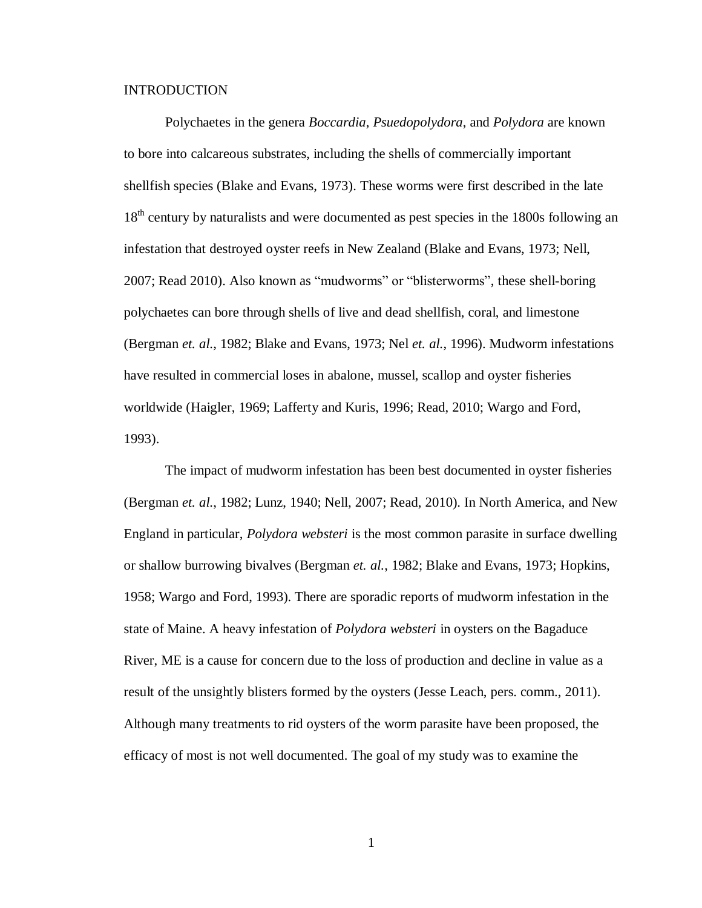# INTRODUCTION

Polychaetes in the genera *Boccardia*, *Psuedopolydora*, and *Polydora* are known to bore into calcareous substrates, including the shells of commercially important shellfish species (Blake and Evans, 1973). These worms were first described in the late 18th century by naturalists and were documented as pest species in the 1800s following an infestation that destroyed oyster reefs in New Zealand (Blake and Evans, 1973; Nell, 2007; Read 2010). Also known as "mudworms" or "blisterworms", these shell-boring polychaetes can bore through shells of live and dead shellfish, coral, and limestone (Bergman *et. al.*, 1982; Blake and Evans, 1973; Nel *et. al.*, 1996). Mudworm infestations have resulted in commercial loses in abalone, mussel, scallop and oyster fisheries worldwide (Haigler, 1969; Lafferty and Kuris, 1996; Read, 2010; Wargo and Ford, 1993).

The impact of mudworm infestation has been best documented in oyster fisheries (Bergman *et. al.*, 1982; Lunz, 1940; Nell, 2007; Read, 2010). In North America, and New England in particular, *Polydora websteri* is the most common parasite in surface dwelling or shallow burrowing bivalves (Bergman *et. al.*, 1982; Blake and Evans, 1973; Hopkins, 1958; Wargo and Ford, 1993). There are sporadic reports of mudworm infestation in the state of Maine. A heavy infestation of *Polydora websteri* in oysters on the Bagaduce River, ME is a cause for concern due to the loss of production and decline in value as a result of the unsightly blisters formed by the oysters (Jesse Leach, pers. comm., 2011). Although many treatments to rid oysters of the worm parasite have been proposed, the efficacy of most is not well documented. The goal of my study was to examine the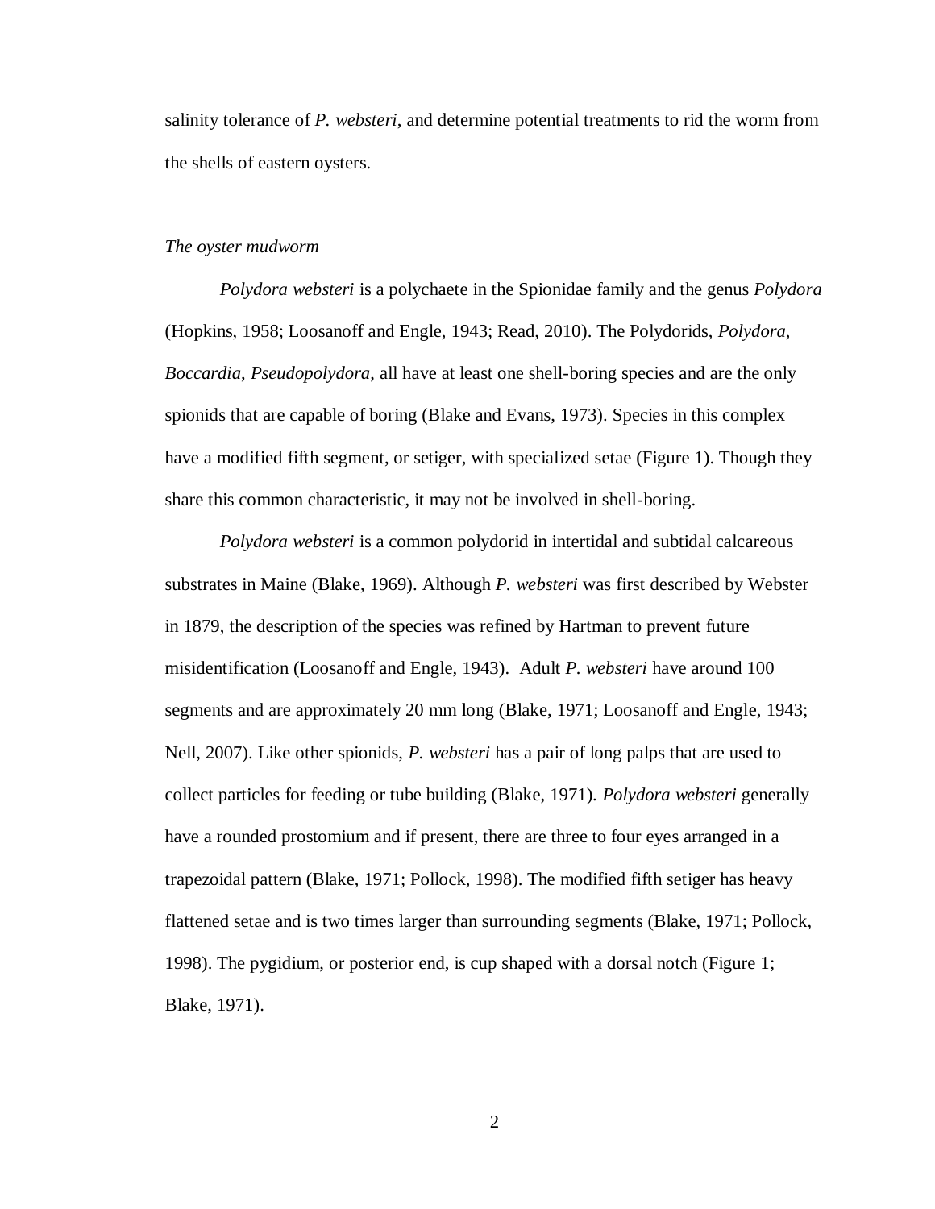salinity tolerance of *P. websteri*, and determine potential treatments to rid the worm from the shells of eastern oysters.

### *The oyster mudworm*

*Polydora websteri* is a polychaete in the Spionidae family and the genus *Polydora* (Hopkins, 1958; Loosanoff and Engle, 1943; Read, 2010). The Polydorids, *Polydora*, *Boccardia*, *Pseudopolydora*, all have at least one shell-boring species and are the only spionids that are capable of boring (Blake and Evans, 1973). Species in this complex have a modified fifth segment, or setiger, with specialized setae (Figure 1). Though they share this common characteristic, it may not be involved in shell-boring.

*Polydora websteri* is a common polydorid in intertidal and subtidal calcareous substrates in Maine (Blake, 1969). Although *P. websteri* was first described by Webster in 1879, the description of the species was refined by Hartman to prevent future misidentification (Loosanoff and Engle, 1943). Adult *P. websteri* have around 100 segments and are approximately 20 mm long (Blake, 1971; Loosanoff and Engle, 1943; Nell, 2007). Like other spionids, *P. websteri* has a pair of long palps that are used to collect particles for feeding or tube building (Blake, 1971). *Polydora websteri* generally have a rounded prostomium and if present, there are three to four eyes arranged in a trapezoidal pattern (Blake, 1971; Pollock, 1998). The modified fifth setiger has heavy flattened setae and is two times larger than surrounding segments (Blake, 1971; Pollock, 1998). The pygidium, or posterior end, is cup shaped with a dorsal notch (Figure 1; Blake, 1971).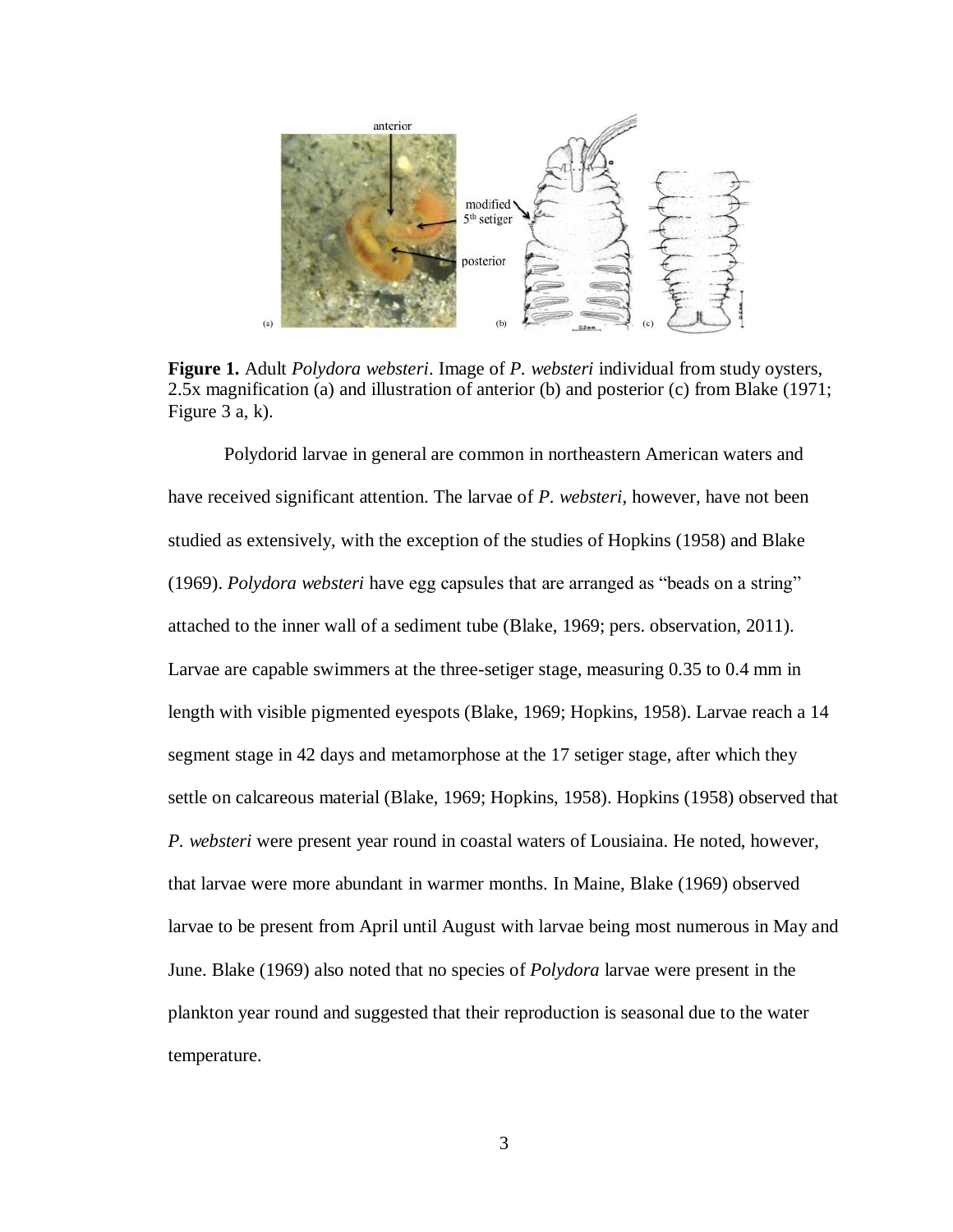**Figure 1.** Adult *Polydora websteri*. Image of *P. websteri* individual from study oysters, 2.5x magnification (a) and illustration of anterior (b) and posterior (c) from Blake (1971; Figure 3 a, k).

Polydorid larvae in general are common in northeastern American waters and have received significant attention. The larvae of *P. websteri*, however, have not been studied as extensively, with the exception of the studies of Hopkins (1958) and Blake (1969). *Polydora websteri* have egg capsules that are arranged as "beads on a string" attached to the inner wall of a sediment tube (Blake, 1969; pers. observation, 2011). Larvae are capable swimmers at the three-setiger stage, measuring 0.35 to 0.4 mm in length with visible pigmented eyespots (Blake, 1969; Hopkins, 1958). Larvae reach a 14 segment stage in 42 days and metamorphose at the 17 setiger stage, after which they settle on calcareous material (Blake, 1969; Hopkins, 1958). Hopkins (1958) observed that *P. websteri* were present year round in coastal waters of Lousiaina. He noted, however, that larvae were more abundant in warmer months. In Maine, Blake (1969) observed larvae to be present from April until August with larvae being most numerous in May and June. Blake (1969) also noted that no species of *Polydora* larvae were present in the plankton year round and suggested that their reproduction is seasonal due to the water temperature.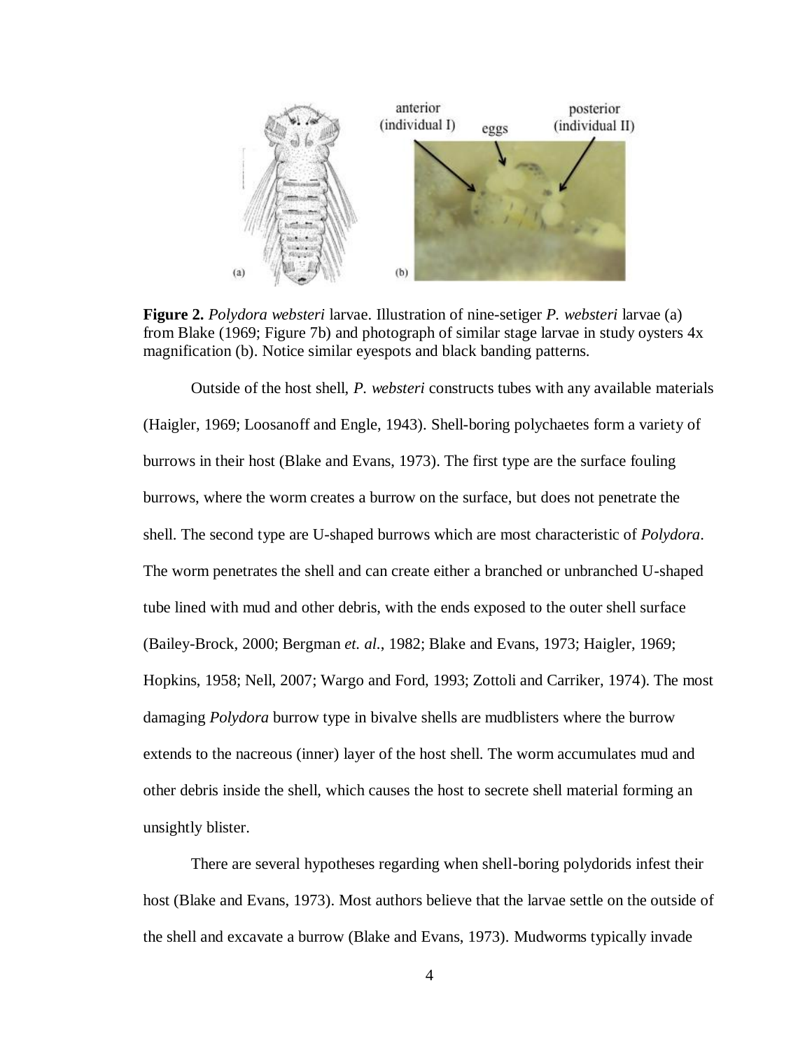**Figure 2.** *Polydora websteri* larvae. Illustration of nine-setiger *P. websteri* larvae (a) from Blake (1969; Figure 7b) and photograph of similar stage larvae in study oysters 4x magnification (b). Notice similar eyespots and black banding patterns.

Outside of the host shell, *P. websteri* constructs tubes with any available materials (Haigler, 1969; Loosanoff and Engle, 1943). Shell-boring polychaetes form a variety of burrows in their host (Blake and Evans, 1973). The first type are the surface fouling burrows, where the worm creates a burrow on the surface, but does not penetrate the shell. The second type are U-shaped burrows which are most characteristic of *Polydora*. The worm penetrates the shell and can create either a branched or unbranched U-shaped tube lined with mud and other debris, with the ends exposed to the outer shell surface (Bailey-Brock, 2000; Bergman *et. al.*, 1982; Blake and Evans, 1973; Haigler, 1969; Hopkins, 1958; Nell, 2007; Wargo and Ford, 1993; Zottoli and Carriker, 1974). The most damaging *Polydora* burrow type in bivalve shells are mudblisters where the burrow extends to the nacreous (inner) layer of the host shell. The worm accumulates mud and other debris inside the shell, which causes the host to secrete shell material forming an unsightly blister.

There are several hypotheses regarding when shell-boring polydorids infest their host (Blake and Evans, 1973). Most authors believe that the larvae settle on the outside of the shell and excavate a burrow (Blake and Evans, 1973). Mudworms typically invade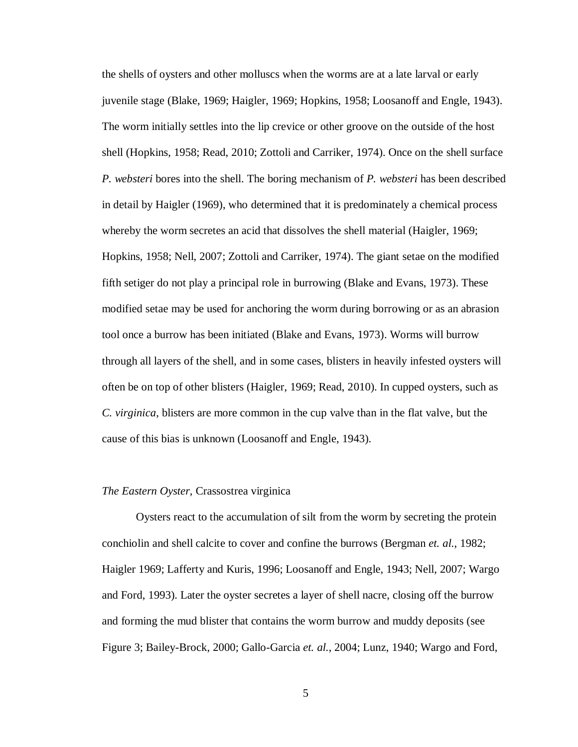the shells of oysters and other molluscs when the worms are at a late larval or early juvenile stage (Blake, 1969; Haigler, 1969; Hopkins, 1958; Loosanoff and Engle, 1943). The worm initially settles into the lip crevice or other groove on the outside of the host shell (Hopkins, 1958; Read, 2010; Zottoli and Carriker, 1974). Once on the shell surface *P. websteri* bores into the shell. The boring mechanism of *P. websteri* has been described in detail by Haigler (1969), who determined that it is predominately a chemical process whereby the worm secretes an acid that dissolves the shell material (Haigler, 1969; Hopkins, 1958; Nell, 2007; Zottoli and Carriker, 1974). The giant setae on the modified fifth setiger do not play a principal role in burrowing (Blake and Evans, 1973). These modified setae may be used for anchoring the worm during borrowing or as an abrasion tool once a burrow has been initiated (Blake and Evans, 1973). Worms will burrow through all layers of the shell, and in some cases, blisters in heavily infested oysters will often be on top of other blisters (Haigler, 1969; Read, 2010). In cupped oysters, such as *C. virginica*, blisters are more common in the cup valve than in the flat valve, but the cause of this bias is unknown (Loosanoff and Engle, 1943).

### *The Eastern Oyster,* Crassostrea virginica

Oysters react to the accumulation of silt from the worm by secreting the protein conchiolin and shell calcite to cover and confine the burrows (Bergman *et. al.*, 1982; Haigler 1969; Lafferty and Kuris, 1996; Loosanoff and Engle, 1943; Nell, 2007; Wargo and Ford, 1993). Later the oyster secretes a layer of shell nacre, closing off the burrow and forming the mud blister that contains the worm burrow and muddy deposits (see Figure 3; Bailey-Brock, 2000; Gallo-Garcia *et. al.*, 2004; Lunz, 1940; Wargo and Ford,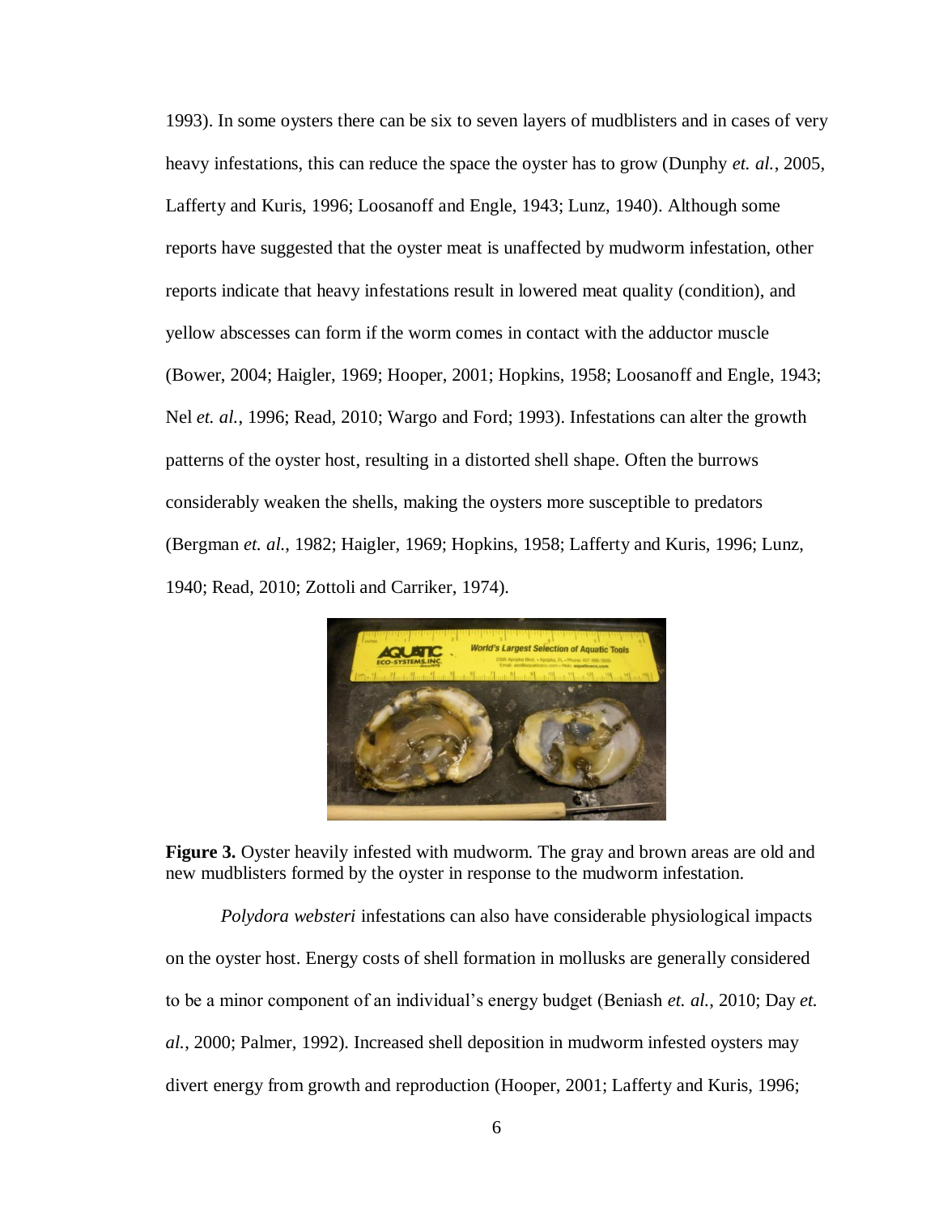1993). In some oysters there can be six to seven layers of mudblisters and in cases of very heavy infestations, this can reduce the space the oyster has to grow (Dunphy *et. al.*, 2005, Lafferty and Kuris, 1996; Loosanoff and Engle, 1943; Lunz, 1940). Although some reports have suggested that the oyster meat is unaffected by mudworm infestation, other reports indicate that heavy infestations result in lowered meat quality (condition), and yellow abscesses can form if the worm comes in contact with the adductor muscle (Bower, 2004; Haigler, 1969; Hooper, 2001; Hopkins, 1958; Loosanoff and Engle, 1943; Nel *et. al.*, 1996; Read, 2010; Wargo and Ford; 1993). Infestations can alter the growth patterns of the oyster host, resulting in a distorted shell shape. Often the burrows considerably weaken the shells, making the oysters more susceptible to predators (Bergman *et. al.*, 1982; Haigler, 1969; Hopkins, 1958; Lafferty and Kuris, 1996; Lunz, 1940; Read, 2010; Zottoli and Carriker, 1974).

**Figure 3.** Oyster heavily infested with mudworm. The gray and brown areas are old and new mudblisters formed by the oyster in response to the mudworm infestation.

*Polydora websteri* infestations can also have considerable physiological impacts on the oyster host. Energy costs of shell formation in mollusks are generally considered to be a minor component of an individual's energy budget (Beniash *et. al.*, 2010; Day *et. al.*, 2000; Palmer, 1992). Increased shell deposition in mudworm infested oysters may divert energy from growth and reproduction (Hooper, 2001; Lafferty and Kuris, 1996;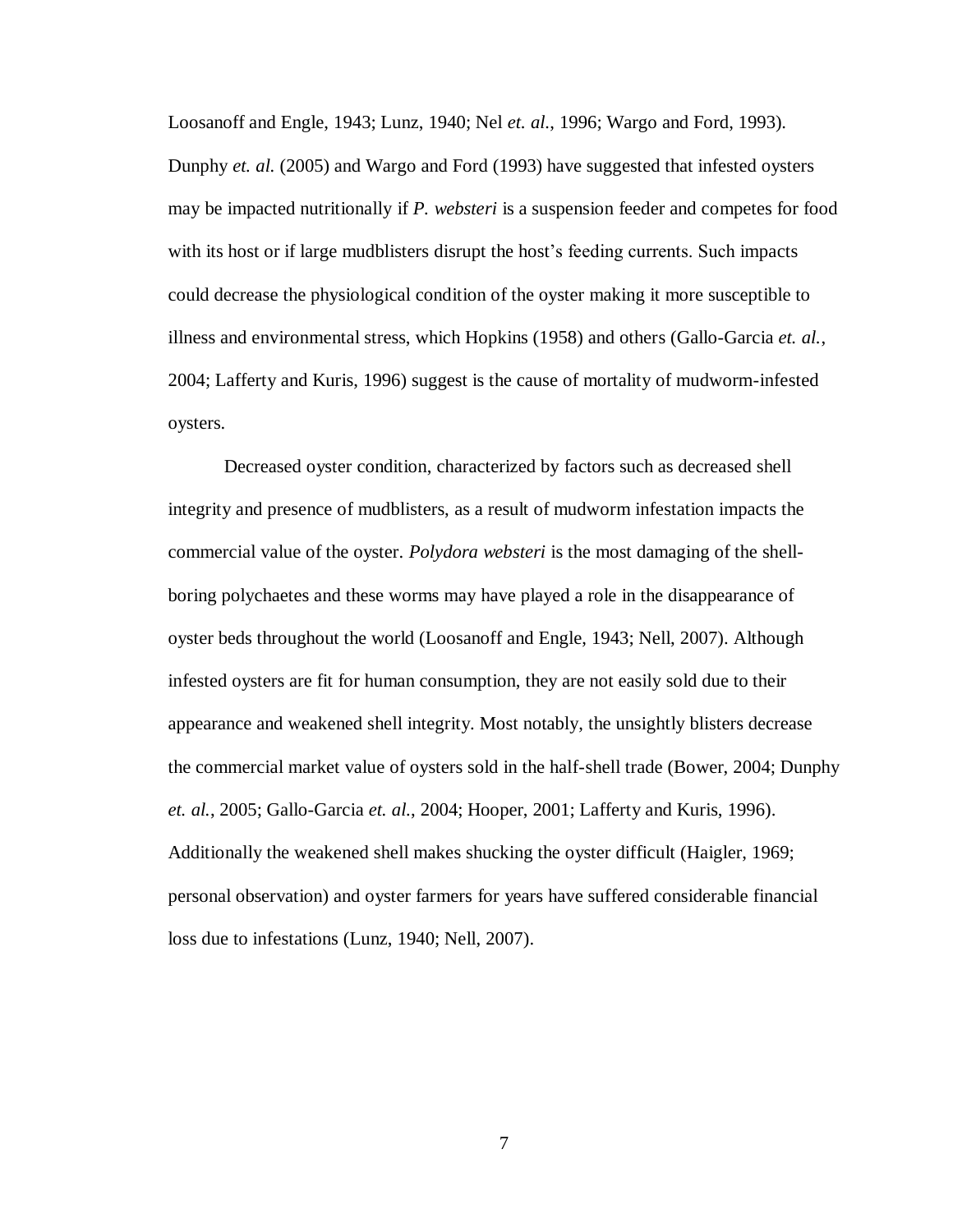Loosanoff and Engle, 1943; Lunz, 1940; Nel *et. al.*, 1996; Wargo and Ford, 1993). Dunphy *et. al.* (2005) and Wargo and Ford (1993) have suggested that infested oysters may be impacted nutritionally if *P. websteri* is a suspension feeder and competes for food with its host or if large mudblisters disrupt the host's feeding currents. Such impacts could decrease the physiological condition of the oyster making it more susceptible to illness and environmental stress, which Hopkins (1958) and others (Gallo-Garcia *et. al.*, 2004; Lafferty and Kuris, 1996) suggest is the cause of mortality of mudworm-infested oysters.

Decreased oyster condition, characterized by factors such as decreased shell integrity and presence of mudblisters, as a result of mudworm infestation impacts the commercial value of the oyster. *Polydora websteri* is the most damaging of the shell-boring polychaetes and these worms may have played a role in the disappearance of oyster beds throughout the world (Loosanoff and Engle, 1943; Nell, 2007). Although infested oysters are fit for human consumption, they are not easily sold due to their appearance and weakened shell integrity. Most notably, the unsightly blisters decrease the commercial market value of oysters sold in the half-shell trade (Bower, 2004; Dunphy *et. al.*, 2005; Gallo-Garcia *et. al.*, 2004; Hooper, 2001; Lafferty and Kuris, 1996). Additionally the weakened shell makes shucking the oyster difficult (Haigler, 1969; personal observation) and oyster farmers for years have suffered considerable financial loss due to infestations (Lunz, 1940; Nell, 2007).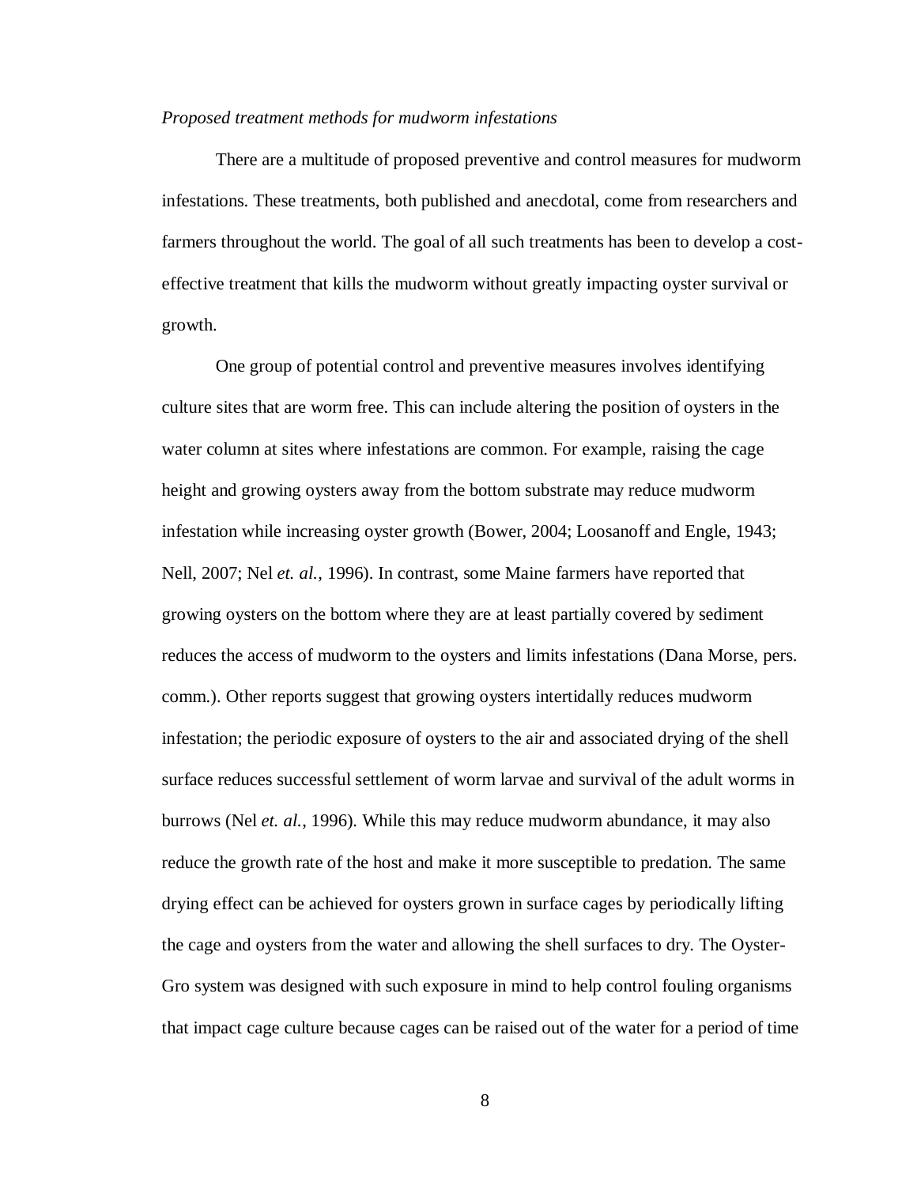*Proposed treatment methods for mudworm infestations*

There are a multitude of proposed preventive and control measures for mudworm infestations. These treatments, both published and anecdotal, come from researchers and farmers throughout the world. The goal of all such treatments has been to develop a cost-effective treatment that kills the mudworm without greatly impacting oyster survival or growth.

One group of potential control and preventive measures involves identifying culture sites that are worm free. This can include altering the position of oysters in the water column at sites where infestations are common. For example, raising the cage height and growing oysters away from the bottom substrate may reduce mudworm infestation while increasing oyster growth (Bower, 2004; Loosanoff and Engle, 1943; Nell, 2007; Nel *et. al.*, 1996). In contrast, some Maine farmers have reported that growing oysters on the bottom where they are at least partially covered by sediment reduces the access of mudworm to the oysters and limits infestations (Dana Morse, pers. comm.). Other reports suggest that growing oysters intertidally reduces mudworm infestation; the periodic exposure of oysters to the air and associated drying of the shell surface reduces successful settlement of worm larvae and survival of the adult worms in burrows (Nel *et. al.*, 1996). While this may reduce mudworm abundance, it may also reduce the growth rate of the host and make it more susceptible to predation. The same drying effect can be achieved for oysters grown in surface cages by periodically lifting the cage and oysters from the water and allowing the shell surfaces to dry. The Oyster-Gro system was designed with such exposure in mind to help control fouling organisms that impact cage culture because cages can be raised out of the water for a period of time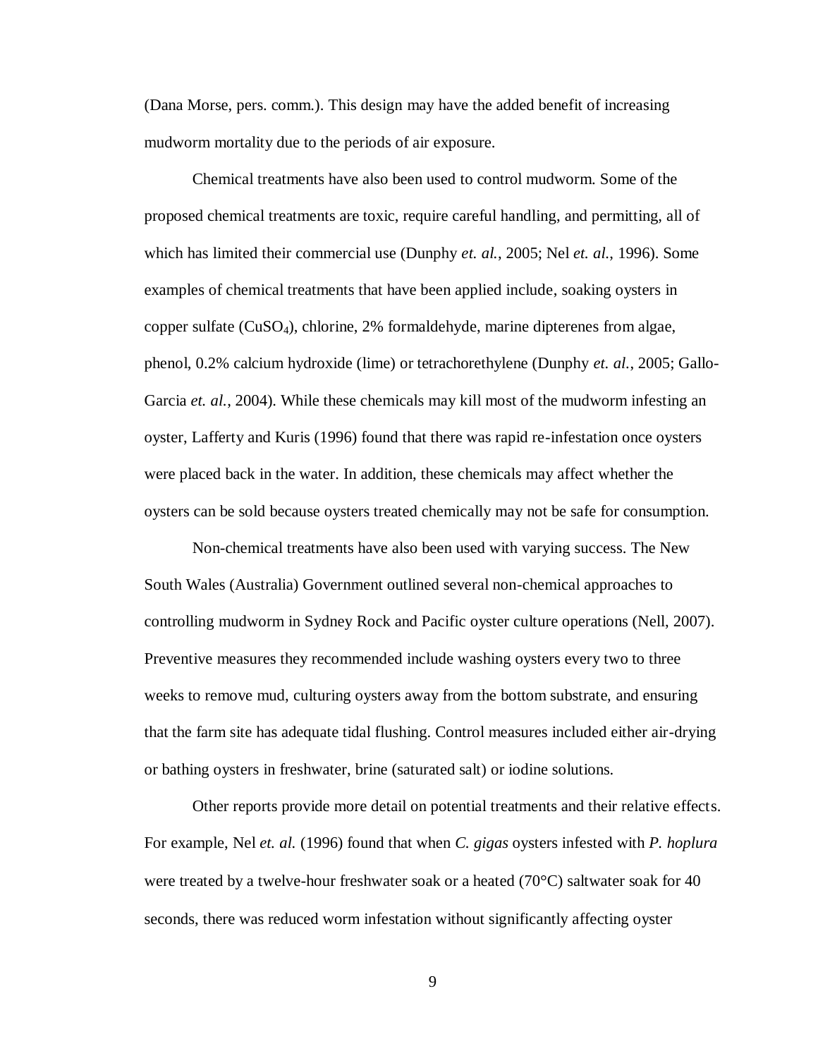(Dana Morse, pers. comm.). This design may have the added benefit of increasing mudworm mortality due to the periods of air exposure.

Chemical treatments have also been used to control mudworm. Some of the proposed chemical treatments are toxic, require careful handling, and permitting, all of which has limited their commercial use (Dunphy *et. al.*, 2005; Nel *et. al.*, 1996). Some examples of chemical treatments that have been applied include, soaking oysters in copper sulfate ($CuSO_4$), chlorine, 2% formaldehyde, marine dipterenes from algae, phenol, 0.2% calcium hydroxide (lime) or tetrachorethylene (Dunphy *et. al.*, 2005; Gallo-Garcia *et. al.*, 2004). While these chemicals may kill most of the mudworm infesting an oyster, Lafferty and Kuris (1996) found that there was rapid re-infestation once oysters were placed back in the water. In addition, these chemicals may affect whether the oysters can be sold because oysters treated chemically may not be safe for consumption.

Non-chemical treatments have also been used with varying success. The New South Wales (Australia) Government outlined several non-chemical approaches to controlling mudworm in Sydney Rock and Pacific oyster culture operations (Nell, 2007). Preventive measures they recommended include washing oysters every two to three weeks to remove mud, culturing oysters away from the bottom substrate, and ensuring that the farm site has adequate tidal flushing. Control measures included either air-drying or bathing oysters in freshwater, brine (saturated salt) or iodine solutions.

Other reports provide more detail on potential treatments and their relative effects. For example, Nel *et. al.* (1996) found that when *C. gigas* oysters infested with *P. hoplura* were treated by a twelve-hour freshwater soak or a heated (70°C) saltwater soak for 40 seconds, there was reduced worm infestation without significantly affecting oyster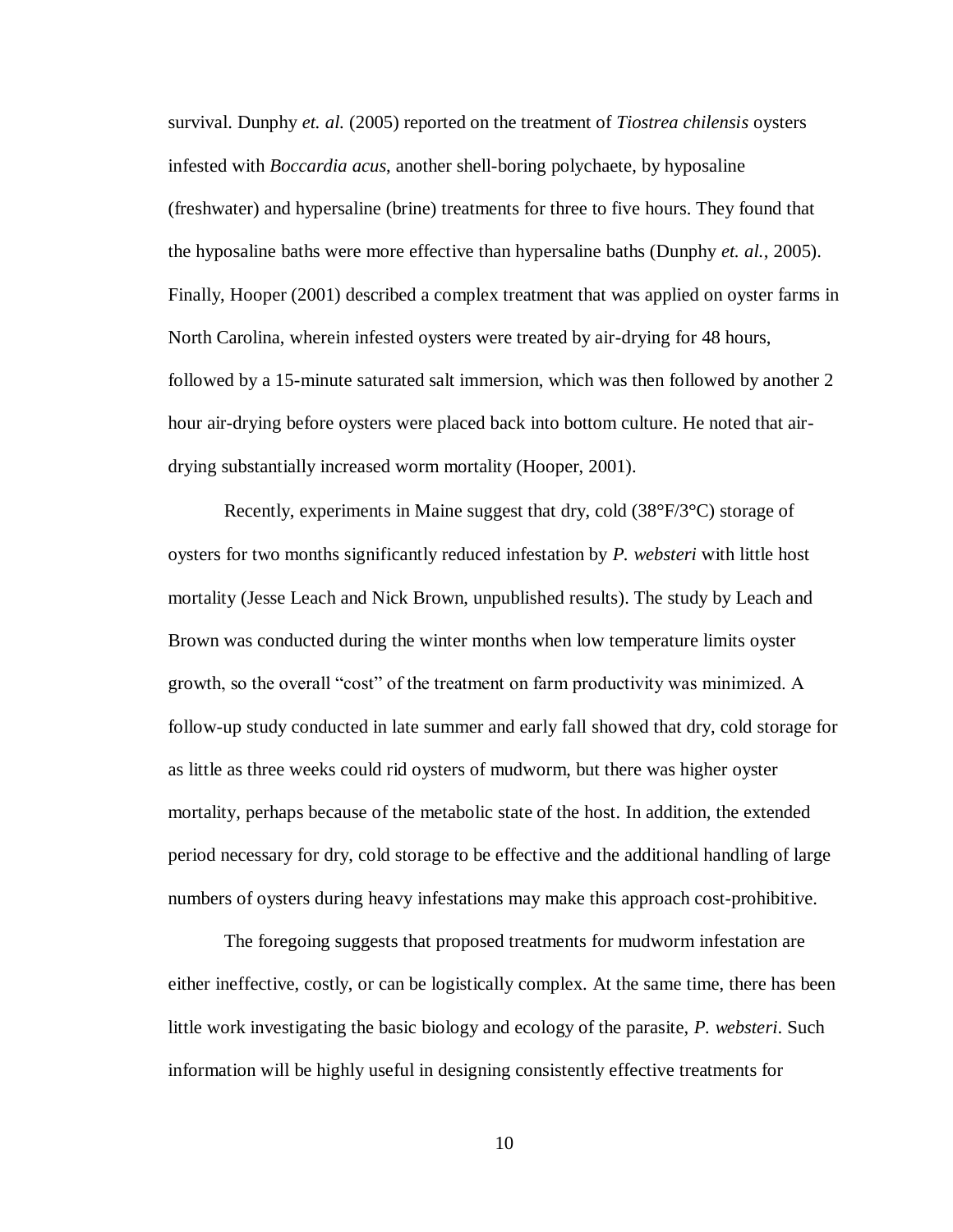survival. Dunphy *et. al.* (2005) reported on the treatment of *Tiostrea chilensis* oysters infested with *Boccardia acus*, another shell-boring polychaete, by hyposaline (freshwater) and hypersaline (brine) treatments for three to five hours. They found that the hyposaline baths were more effective than hypersaline baths (Dunphy *et. al.*, 2005). Finally, Hooper (2001) described a complex treatment that was applied on oyster farms in North Carolina, wherein infested oysters were treated by air-drying for 48 hours, followed by a 15-minute saturated salt immersion, which was then followed by another 2 hour air-drying before oysters were placed back into bottom culture. He noted that air-drying substantially increased worm mortality (Hooper, 2001).

Recently, experiments in Maine suggest that dry, cold (38°F/3°C) storage of oysters for two months significantly reduced infestation by *P. websteri* with little host mortality (Jesse Leach and Nick Brown, unpublished results). The study by Leach and Brown was conducted during the winter months when low temperature limits oyster growth, so the overall "cost" of the treatment on farm productivity was minimized. A follow-up study conducted in late summer and early fall showed that dry, cold storage for as little as three weeks could rid oysters of mudworm, but there was higher oyster mortality, perhaps because of the metabolic state of the host. In addition, the extended period necessary for dry, cold storage to be effective and the additional handling of large numbers of oysters during heavy infestations may make this approach cost-prohibitive.

The foregoing suggests that proposed treatments for mudworm infestation are either ineffective, costly, or can be logistically complex. At the same time, there has been little work investigating the basic biology and ecology of the parasite, *P. websteri*. Such information will be highly useful in designing consistently effective treatments for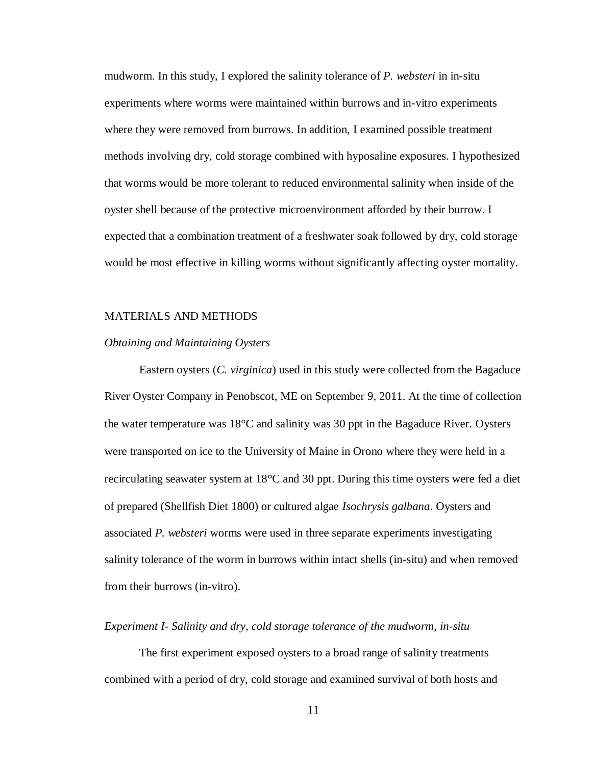mudworm. In this study, I explored the salinity tolerance of *P. websteri* in in-situ experiments where worms were maintained within burrows and in-vitro experiments where they were removed from burrows. In addition, I examined possible treatment methods involving dry, cold storage combined with hyposaline exposures. I hypothesized that worms would be more tolerant to reduced environmental salinity when inside of the oyster shell because of the protective microenvironment afforded by their burrow. I expected that a combination treatment of a freshwater soak followed by dry, cold storage would be most effective in killing worms without significantly affecting oyster mortality.

## MATERIALS AND METHODS

### *Obtaining and Maintaining Oysters*

Eastern oysters (*C. virginica*) used in this study were collected from the Bagaduce River Oyster Company in Penobscot, ME on September 9, 2011. At the time of collection the water temperature was 18°C and salinity was 30 ppt in the Bagaduce River. Oysters were transported on ice to the University of Maine in Orono where they were held in a recirculating seawater system at 18°C and 30 ppt. During this time oysters were fed a diet of prepared (Shellfish Diet 1800) or cultured algae *Isochrysis galbana*. Oysters and associated *P. websteri* worms were used in three separate experiments investigating salinity tolerance of the worm in burrows within intact shells (in-situ) and when removed from their burrows (in-vitro).

### *Experiment I- Salinity and dry, cold storage tolerance of the mudworm, in-situ*

The first experiment exposed oysters to a broad range of salinity treatments combined with a period of dry, cold storage and examined survival of both hosts and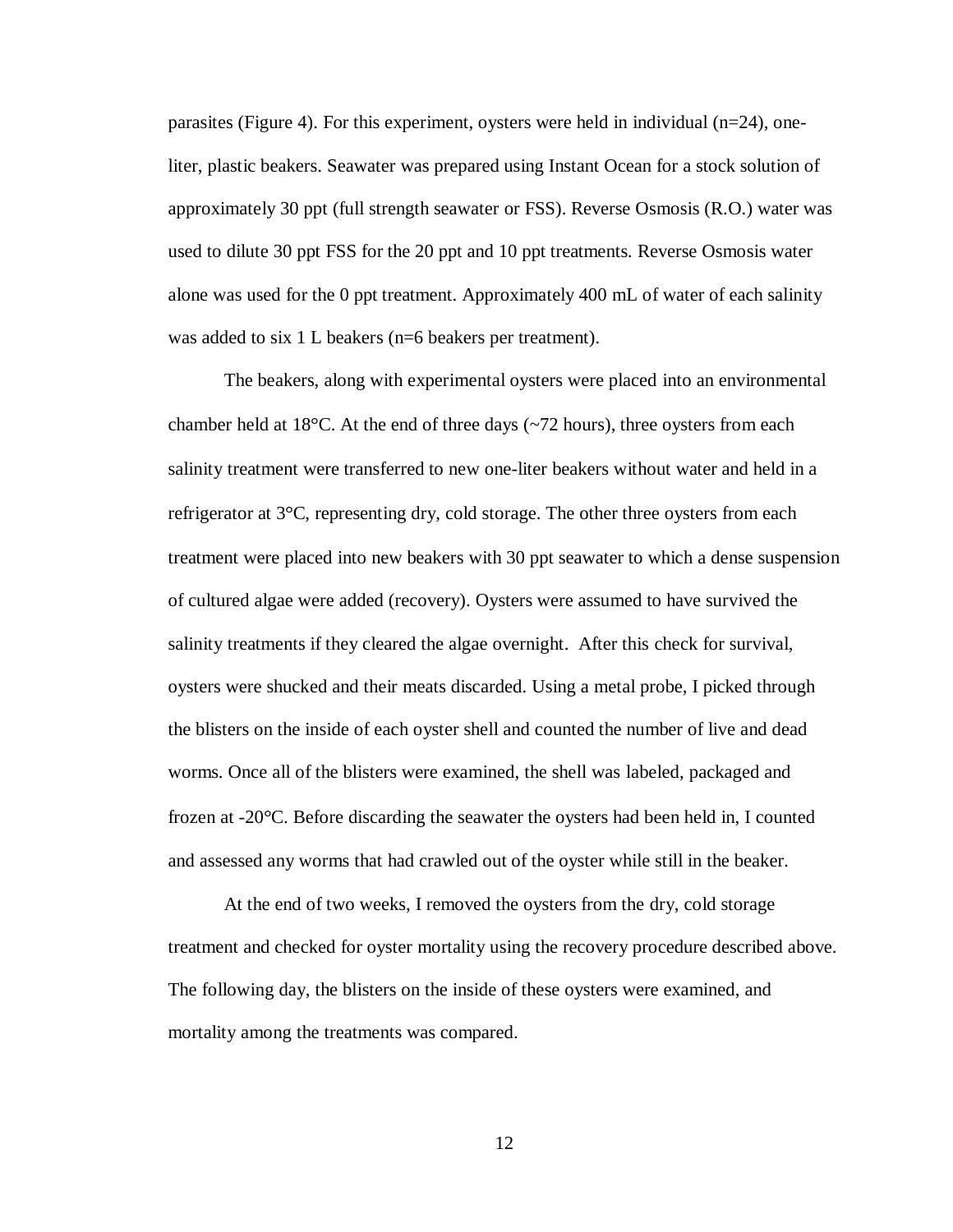parasites (Figure 4). For this experiment, oysters were held in individual (n=24), one-liter, plastic beakers. Seawater was prepared using Instant Ocean for a stock solution of approximately 30 ppt (full strength seawater or FSS). Reverse Osmosis (R.O.) water was used to dilute 30 ppt FSS for the 20 ppt and 10 ppt treatments. Reverse Osmosis water alone was used for the 0 ppt treatment. Approximately 400 mL of water of each salinity was added to six 1 L beakers (n=6 beakers per treatment).

The beakers, along with experimental oysters were placed into an environmental chamber held at 18°C. At the end of three days (~72 hours), three oysters from each salinity treatment were transferred to new one-liter beakers without water and held in a refrigerator at 3°C, representing dry, cold storage. The other three oysters from each treatment were placed into new beakers with 30 ppt seawater to which a dense suspension of cultured algae were added (recovery). Oysters were assumed to have survived the salinity treatments if they cleared the algae overnight. After this check for survival, oysters were shucked and their meats discarded. Using a metal probe, I picked through the blisters on the inside of each oyster shell and counted the number of live and dead worms. Once all of the blisters were examined, the shell was labeled, packaged and frozen at -20°C. Before discarding the seawater the oysters had been held in, I counted and assessed any worms that had crawled out of the oyster while still in the beaker.

At the end of two weeks, I removed the oysters from the dry, cold storage treatment and checked for oyster mortality using the recovery procedure described above. The following day, the blisters on the inside of these oysters were examined, and mortality among the treatments was compared.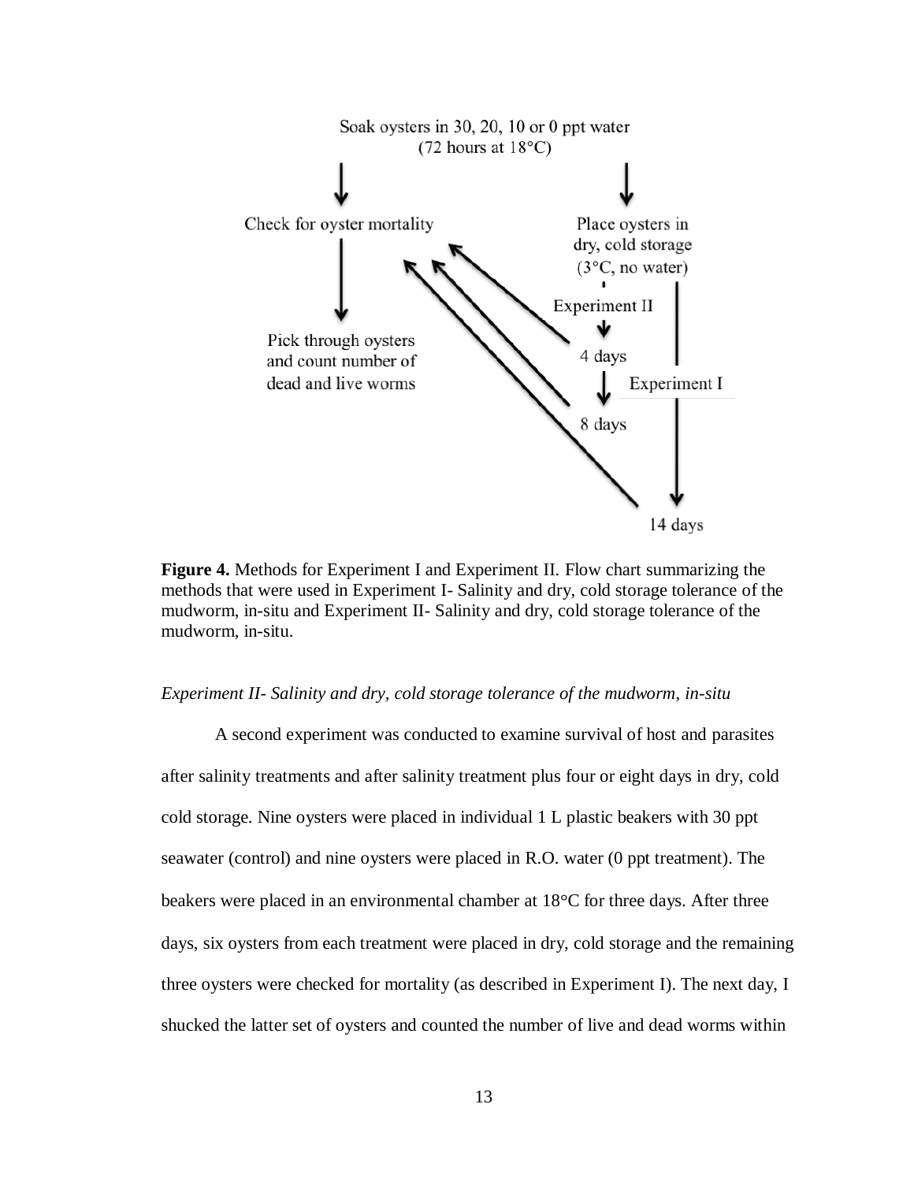Soak oysters in 30, 20, 10 or 0 ppt water
(72 hours at 18°C)

Check for oyster mortality

Place oysters in dry, cold storage (3°C, no water)

Experiment II

4 days

Experiment I

8 days

14 days

Pick through oysters and count number of dead and live worms

**Figure 4.** Methods for Experiment I and Experiment II. Flow chart summarizing the methods that were used in Experiment I- Salinity and dry, cold storage tolerance of the mudworm, in-situ and Experiment II- Salinity and dry, cold storage tolerance of the mudworm, in-situ.

*Experiment II- Salinity and dry, cold storage tolerance of the mudworm, in-situ*

A second experiment was conducted to examine survival of host and parasites after salinity treatments and after salinity treatment plus four or eight days in dry, cold cold storage. Nine oysters were placed in individual 1 L plastic beakers with 30 ppt seawater (control) and nine oysters were placed in R.O. water (0 ppt treatment). The beakers were placed in an environmental chamber at 18°C for three days. After three days, six oysters from each treatment were placed in dry, cold storage and the remaining three oysters were checked for mortality (as described in Experiment I). The next day, I shucked the latter set of oysters and counted the number of live and dead worms within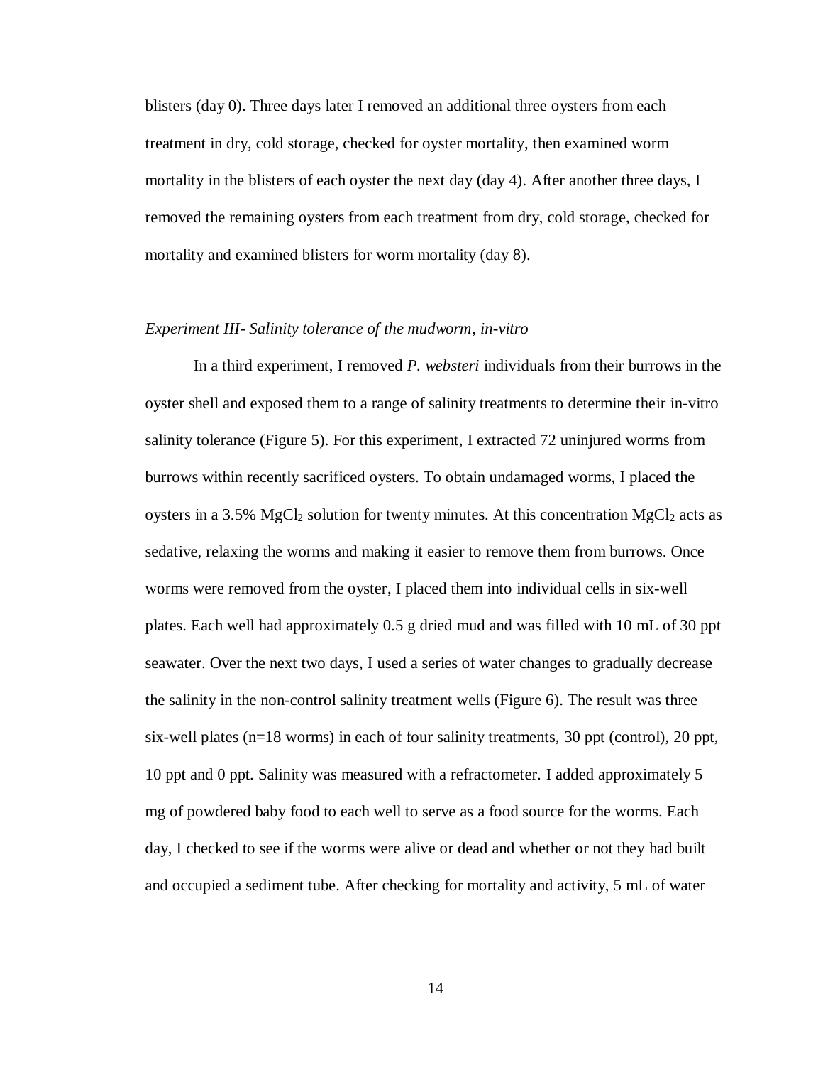blisters (day 0). Three days later I removed an additional three oysters from each treatment in dry, cold storage, checked for oyster mortality, then examined worm mortality in the blisters of each oyster the next day (day 4). After another three days, I removed the remaining oysters from each treatment from dry, cold storage, checked for mortality and examined blisters for worm mortality (day 8).

*Experiment III- Salinity tolerance of the mudworm, in-vitro*

In a third experiment, I removed *P. websteri* individuals from their burrows in the oyster shell and exposed them to a range of salinity treatments to determine their in-vitro salinity tolerance (Figure 5). For this experiment, I extracted 72 uninjured worms from burrows within recently sacrificed oysters. To obtain undamaged worms, I placed the oysters in a 3.5% $MgCl_2$ solution for twenty minutes. At this concentration $MgCl_2$ acts as sedative, relaxing the worms and making it easier to remove them from burrows. Once worms were removed from the oyster, I placed them into individual cells in six-well plates. Each well had approximately 0.5 g dried mud and was filled with 10 mL of 30 ppt seawater. Over the next two days, I used a series of water changes to gradually decrease the salinity in the non-control salinity treatment wells (Figure 6). The result was three six-well plates (n=18 worms) in each of four salinity treatments, 30 ppt (control), 20 ppt, 10 ppt and 0 ppt. Salinity was measured with a refractometer. I added approximately 5 mg of powdered baby food to each well to serve as a food source for the worms. Each day, I checked to see if the worms were alive or dead and whether or not they had built and occupied a sediment tube. After checking for mortality and activity, 5 mL of water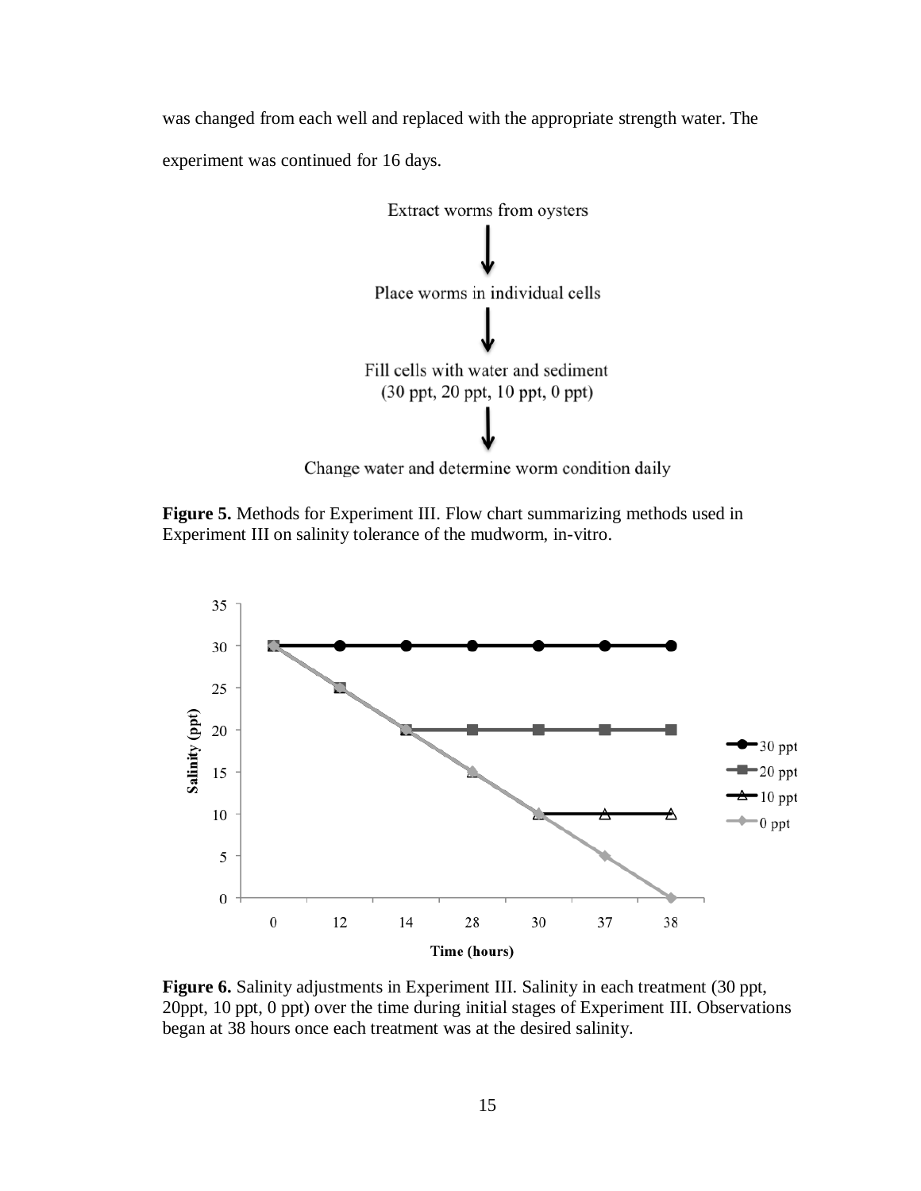was changed from each well and replaced with the appropriate strength water. The experiment was continued for 16 days.

Extract worms from oysters
↓
Place worms in individual cells
↓
Fill cells with water and sediment (30 ppt, 20 ppt, 10 ppt, 0 ppt)
↓
Change water and determine worm condition daily

**Figure 5.** Methods for Experiment III. Flow chart summarizing methods used in Experiment III on salinity tolerance of the mudworm, in-vitro.

**Figure 6.** Salinity adjustments in Experiment III. Salinity in each treatment (30 ppt, 20ppt, 10 ppt, 0 ppt) over the time during initial stages of Experiment III. Observations began at 38 hours once each treatment was at the desired salinity.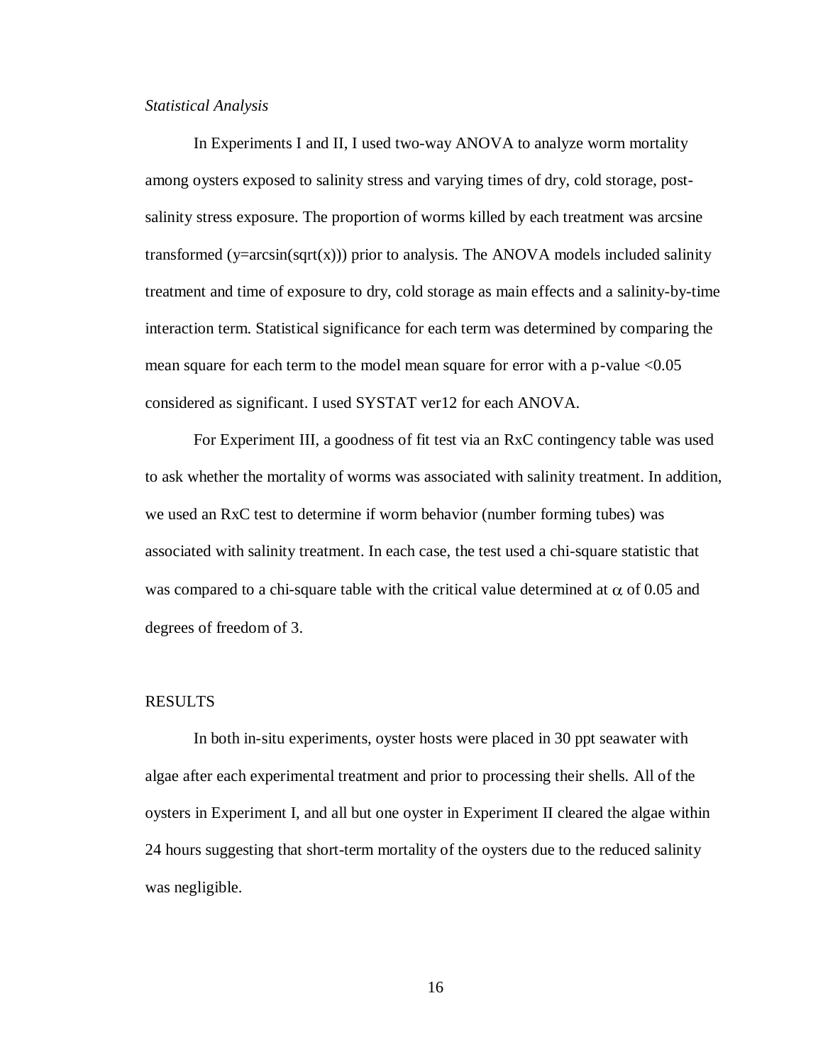*Statistical Analysis*

In Experiments I and II, I used two-way ANOVA to analyze worm mortality among oysters exposed to salinity stress and varying times of dry, cold storage, post-salinity stress exposure. The proportion of worms killed by each treatment was arcsine transformed (y=arcsin(sqrt(x))) prior to analysis. The ANOVA models included salinity treatment and time of exposure to dry, cold storage as main effects and a salinity-by-time interaction term. Statistical significance for each term was determined by comparing the mean square for each term to the model mean square for error with a p-value $<0.05$ considered as significant. I used SYSTAT ver12 for each ANOVA.

For Experiment III, a goodness of fit test via an RxC contingency table was used to ask whether the mortality of worms was associated with salinity treatment. In addition, we used an RxC test to determine if worm behavior (number forming tubes) was associated with salinity treatment. In each case, the test used a chi-square statistic that was compared to a chi-square table with the critical value determined at $\alpha$ of 0.05 and degrees of freedom of 3.

## RESULTS

In both in-situ experiments, oyster hosts were placed in 30 ppt seawater with algae after each experimental treatment and prior to processing their shells. All of the oysters in Experiment I, and all but one oyster in Experiment II cleared the algae within 24 hours suggesting that short-term mortality of the oysters due to the reduced salinity was negligible.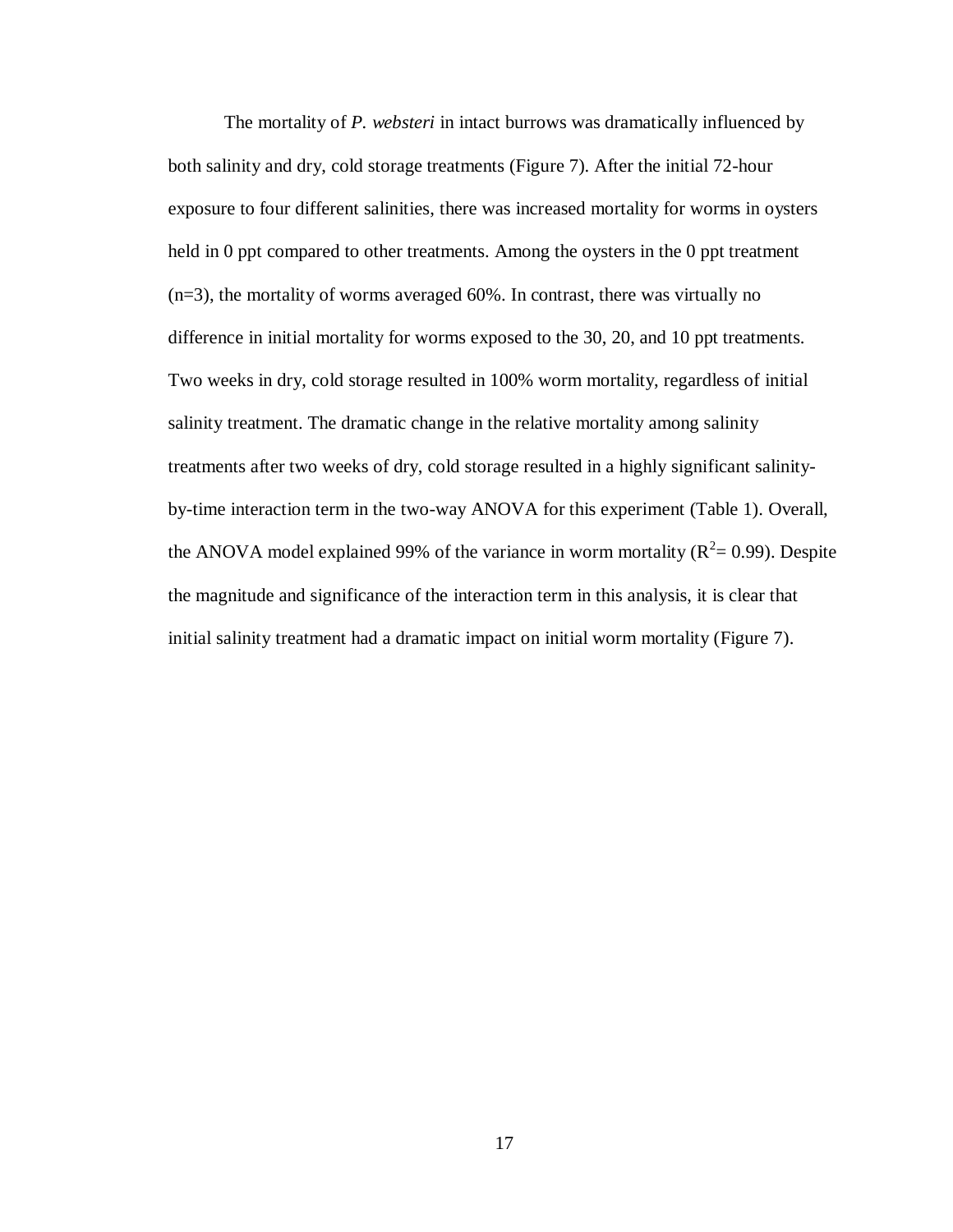The mortality of *P. websteri* in intact burrows was dramatically influenced by both salinity and dry, cold storage treatments (Figure 7). After the initial 72-hour exposure to four different salinities, there was increased mortality for worms in oysters held in 0 ppt compared to other treatments. Among the oysters in the 0 ppt treatment (n=3), the mortality of worms averaged 60%. In contrast, there was virtually no difference in initial mortality for worms exposed to the 30, 20, and 10 ppt treatments. Two weeks in dry, cold storage resulted in 100% worm mortality, regardless of initial salinity treatment. The dramatic change in the relative mortality among salinity treatments after two weeks of dry, cold storage resulted in a highly significant salinity-by-time interaction term in the two-way ANOVA for this experiment (Table 1). Overall, the ANOVA model explained 99% of the variance in worm mortality ($R^2 = 0.99$). Despite the magnitude and significance of the interaction term in this analysis, it is clear that initial salinity treatment had a dramatic impact on initial worm mortality (Figure 7).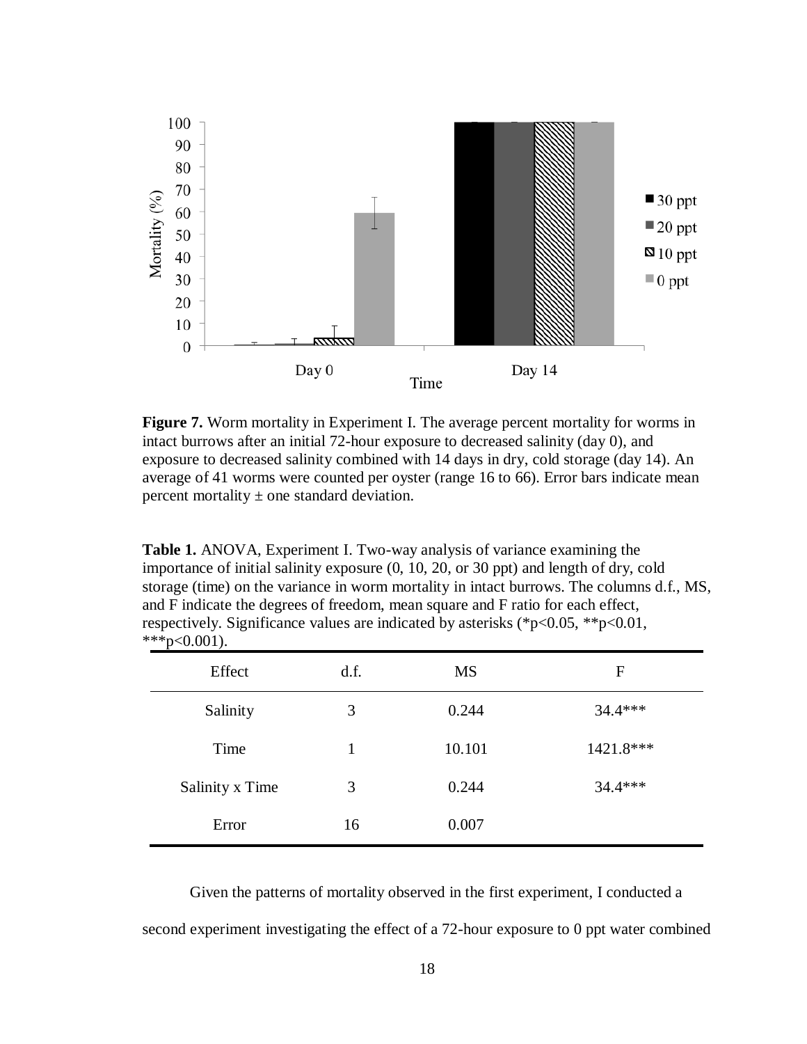**Figure 7.** Worm mortality in Experiment I. The average percent mortality for worms in intact burrows after an initial 72-hour exposure to decreased salinity (day 0), and exposure to decreased salinity combined with 14 days in dry, cold storage (day 14). An average of 41 worms were counted per oyster (range 16 to 66). Error bars indicate mean percent mortality ± one standard deviation.

**Table 1.** ANOVA, Experiment I. Two-way analysis of variance examining the importance of initial salinity exposure (0, 10, 20, or 30 ppt) and length of dry, cold storage (time) on the variance in worm mortality in intact burrows. The columns d.f., MS, and F indicate the degrees of freedom, mean square and F ratio for each effect, respectively. Significance values are indicated by asterisks (*p<0.05, **p<0.01, ***p<0.001).

| Effect | d.f. | MS | F |
|---|---|---|---|
| Salinity | 3 | 0.244 | 34.4*** |
| Time | 1 | 10.101 | 1421.8*** |
| Salinity x Time | 3 | 0.244 | 34.4*** |
| Error | 16 | 0.007 | |

Given the patterns of mortality observed in the first experiment, I conducted a second experiment investigating the effect of a 72-hour exposure to 0 ppt water combined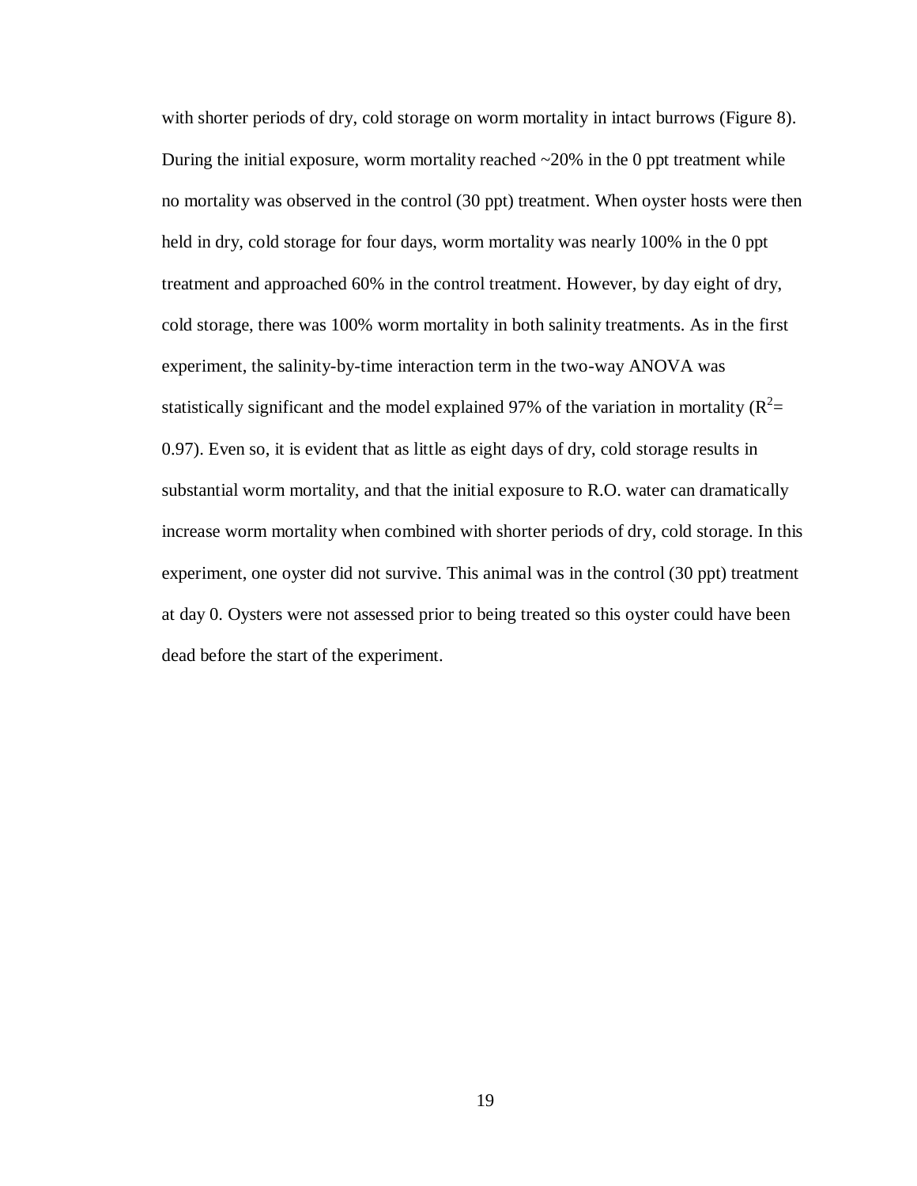with shorter periods of dry, cold storage on worm mortality in intact burrows (Figure 8). During the initial exposure, worm mortality reached ~20% in the 0 ppt treatment while no mortality was observed in the control (30 ppt) treatment. When oyster hosts were then held in dry, cold storage for four days, worm mortality was nearly 100% in the 0 ppt treatment and approached 60% in the control treatment. However, by day eight of dry, cold storage, there was 100% worm mortality in both salinity treatments. As in the first experiment, the salinity-by-time interaction term in the two-way ANOVA was statistically significant and the model explained 97% of the variation in mortality ($R^2$= 0.97). Even so, it is evident that as little as eight days of dry, cold storage results in substantial worm mortality, and that the initial exposure to R.O. water can dramatically increase worm mortality when combined with shorter periods of dry, cold storage. In this experiment, one oyster did not survive. This animal was in the control (30 ppt) treatment at day 0. Oysters were not assessed prior to being treated so this oyster could have been dead before the start of the experiment.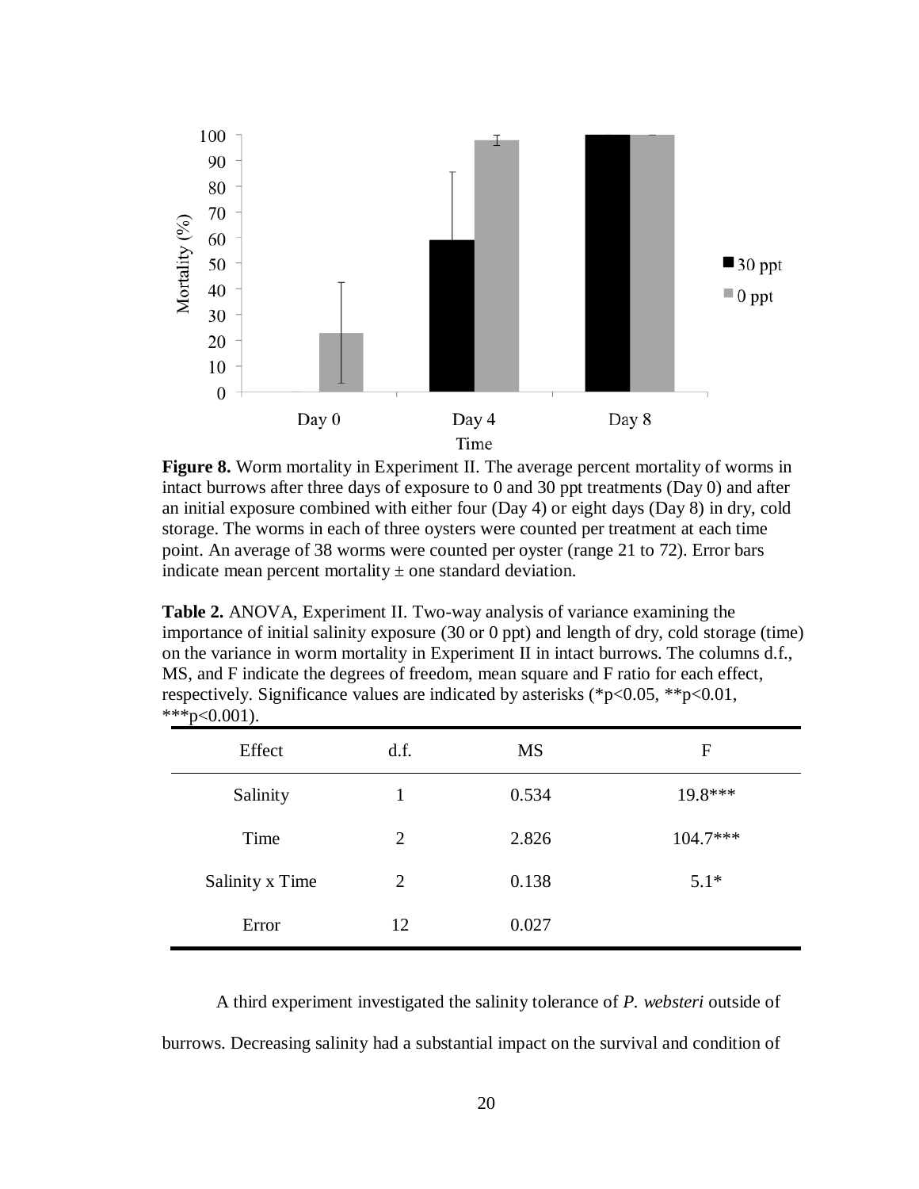**Figure 8.** Worm mortality in Experiment II. The average percent mortality of worms in intact burrows after three days of exposure to 0 and 30 ppt treatments (Day 0) and after an initial exposure combined with either four (Day 4) or eight days (Day 8) in dry, cold storage. The worms in each of three oysters were counted per treatment at each time point. An average of 38 worms were counted per oyster (range 21 to 72). Error bars indicate mean percent mortality ± one standard deviation.

**Table 2.** ANOVA, Experiment II. Two-way analysis of variance examining the importance of initial salinity exposure (30 or 0 ppt) and length of dry, cold storage (time) on the variance in worm mortality in Experiment II in intact burrows. The columns d.f., MS, and F indicate the degrees of freedom, mean square and F ratio for each effect, respectively. Significance values are indicated by asterisks (*p<0.05, **p<0.01, ***p<0.001).

| Effect | d.f. | MS | F |
|---|---|---|---|
| Salinity | 1 | 0.534 | 19.8*** |
| Time | 2 | 2.826 | 104.7*** |
| Salinity x Time | 2 | 0.138 | 5.1* |
| Error | 12 | 0.027 | |

A third experiment investigated the salinity tolerance of *P. websteri* outside of burrows. Decreasing salinity had a substantial impact on the survival and condition of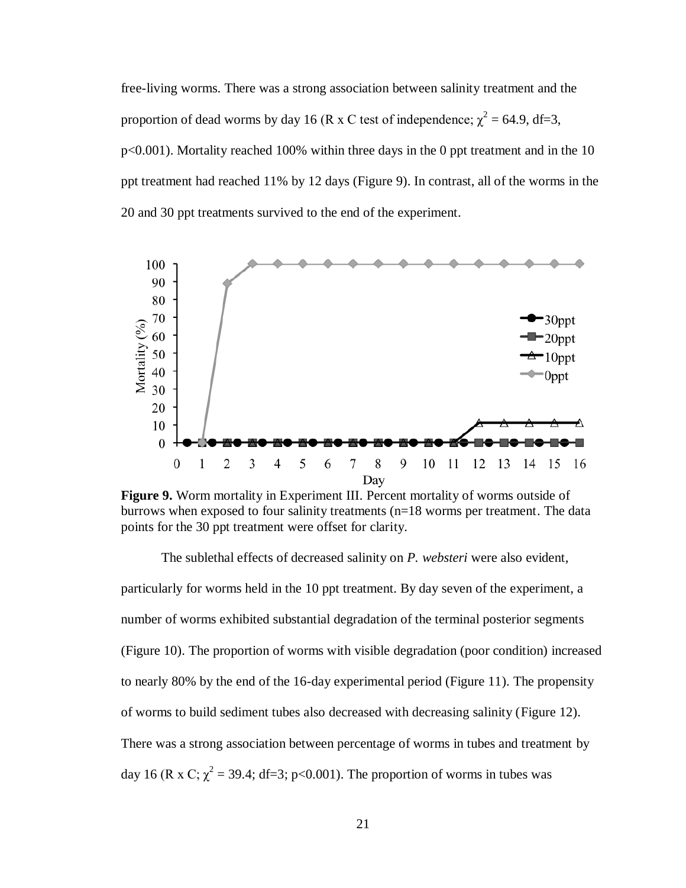free-living worms. There was a strong association between salinity treatment and the proportion of dead worms by day 16 (R x C test of independence; $\chi^2 = 64.9$, df=3, $p<0.001$). Mortality reached 100% within three days in the 0 ppt treatment and in the 10 ppt treatment had reached 11% by 12 days (Figure 9). In contrast, all of the worms in the 20 and 30 ppt treatments survived to the end of the experiment.

**Figure 9.** Worm mortality in Experiment III. Percent mortality of worms outside of burrows when exposed to four salinity treatments (n=18 worms per treatment. The data points for the 30 ppt treatment were offset for clarity.

The sublethal effects of decreased salinity on *P. websteri* were also evident, particularly for worms held in the 10 ppt treatment. By day seven of the experiment, a number of worms exhibited substantial degradation of the terminal posterior segments (Figure 10). The proportion of worms with visible degradation (poor condition) increased to nearly 80% by the end of the 16-day experimental period (Figure 11). The propensity of worms to build sediment tubes also decreased with decreasing salinity (Figure 12). There was a strong association between percentage of worms in tubes and treatment by day 16 (R x C; $\chi^2 = 39.4$; df=3; $p<0.001$). The proportion of worms in tubes was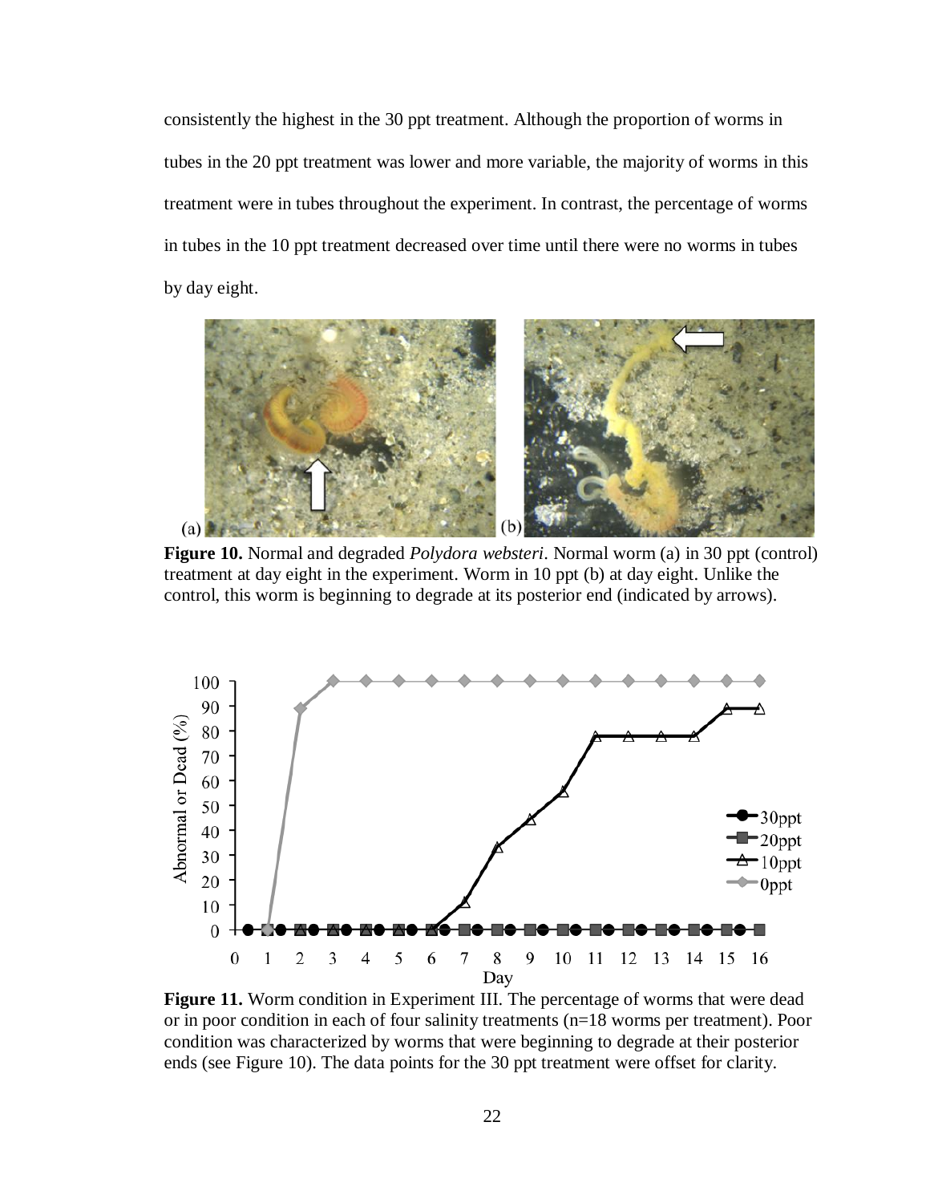consistently the highest in the 30 ppt treatment. Although the proportion of worms in tubes in the 20 ppt treatment was lower and more variable, the majority of worms in this treatment were in tubes throughout the experiment. In contrast, the percentage of worms in tubes in the 10 ppt treatment decreased over time until there were no worms in tubes by day eight.

**Figure 10.** Normal and degraded *Polydora websteri*. Normal worm (a) in 30 ppt (control) treatment at day eight in the experiment. Worm in 10 ppt (b) at day eight. Unlike the control, this worm is beginning to degrade at its posterior end (indicated by arrows).

**Figure 11.** Worm condition in Experiment III. The percentage of worms that were dead or in poor condition in each of four salinity treatments (n=18 worms per treatment). Poor condition was characterized by worms that were beginning to degrade at their posterior ends (see Figure 10). The data points for the 30 ppt treatment were offset for clarity.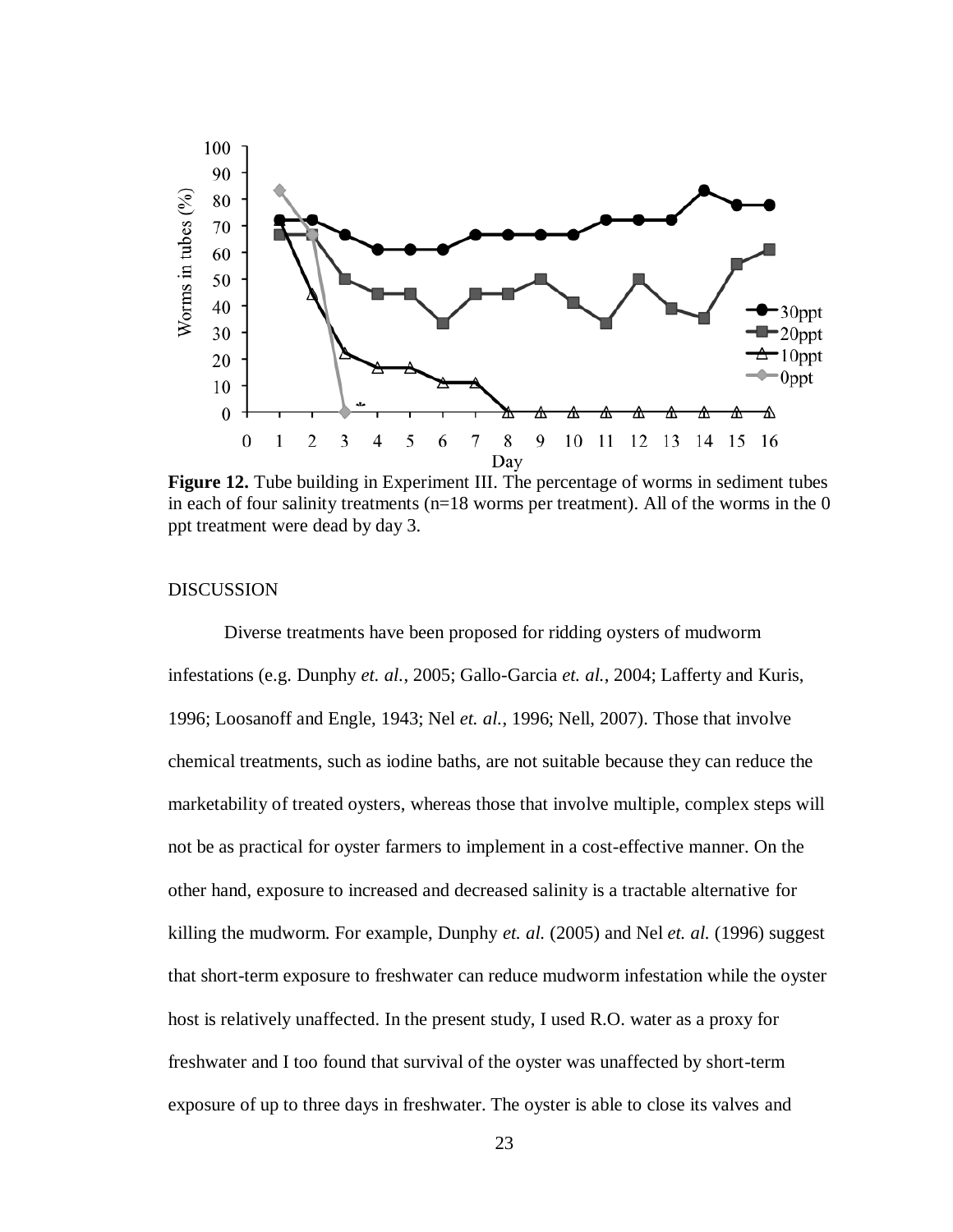**Figure 12.** Tube building in Experiment III. The percentage of worms in sediment tubes in each of four salinity treatments (n=18 worms per treatment). All of the worms in the 0 ppt treatment were dead by day 3.

## DISCUSSION

Diverse treatments have been proposed for ridding oysters of mudworm infestations (e.g. Dunphy *et. al.*, 2005; Gallo-Garcia *et. al.*, 2004; Lafferty and Kuris, 1996; Loosanoff and Engle, 1943; Nel *et. al.*, 1996; Nell, 2007). Those that involve chemical treatments, such as iodine baths, are not suitable because they can reduce the marketability of treated oysters, whereas those that involve multiple, complex steps will not be as practical for oyster farmers to implement in a cost-effective manner. On the other hand, exposure to increased and decreased salinity is a tractable alternative for killing the mudworm. For example, Dunphy *et. al.* (2005) and Nel *et. al.* (1996) suggest that short-term exposure to freshwater can reduce mudworm infestation while the oyster host is relatively unaffected. In the present study, I used R.O. water as a proxy for freshwater and I too found that survival of the oyster was unaffected by short-term exposure of up to three days in freshwater. The oyster is able to close its valves and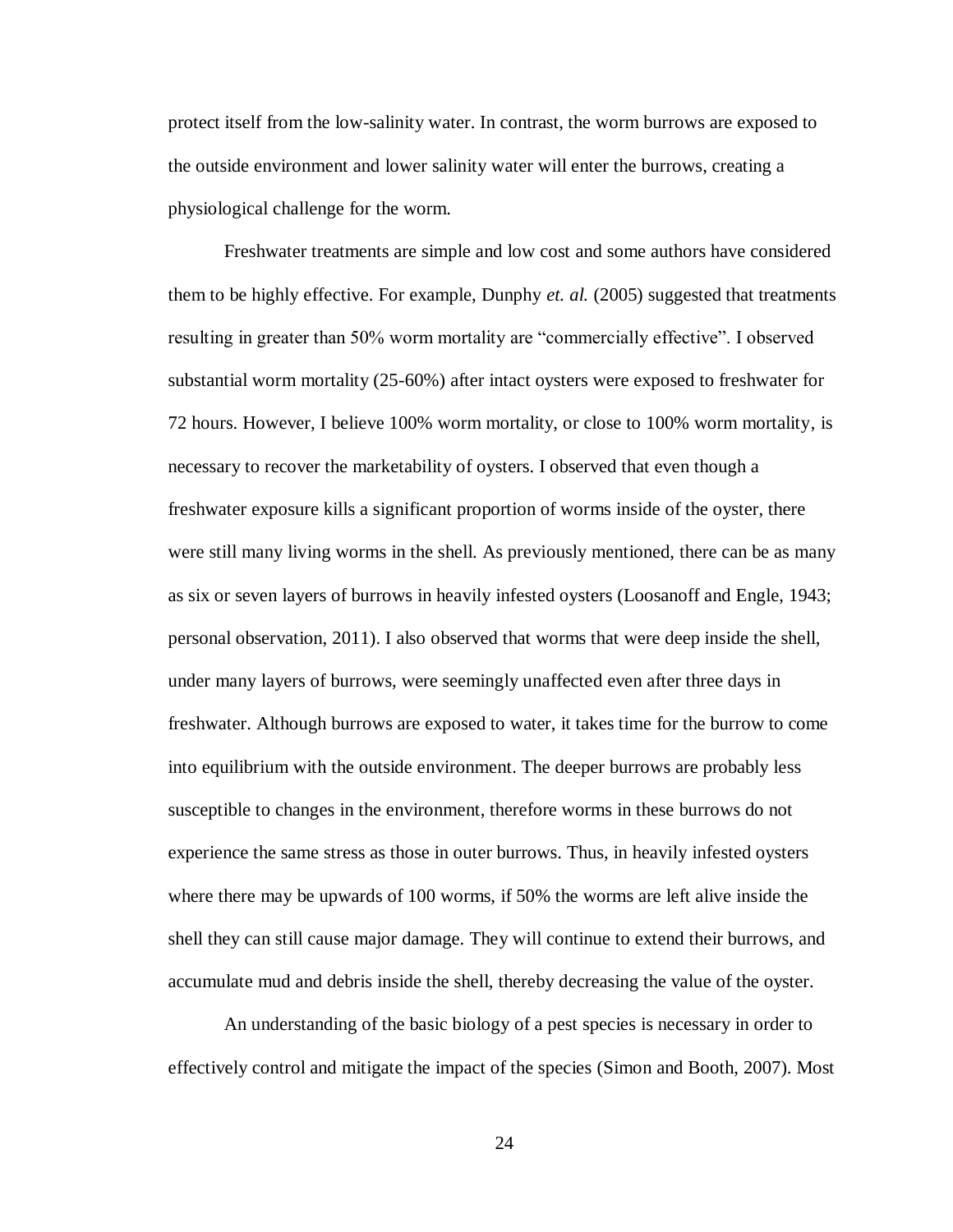protect itself from the low-salinity water. In contrast, the worm burrows are exposed to the outside environment and lower salinity water will enter the burrows, creating a physiological challenge for the worm.

Freshwater treatments are simple and low cost and some authors have considered them to be highly effective. For example, Dunphy *et. al.* (2005) suggested that treatments resulting in greater than 50% worm mortality are "commercially effective". I observed substantial worm mortality (25-60%) after intact oysters were exposed to freshwater for 72 hours. However, I believe 100% worm mortality, or close to 100% worm mortality, is necessary to recover the marketability of oysters. I observed that even though a freshwater exposure kills a significant proportion of worms inside of the oyster, there were still many living worms in the shell. As previously mentioned, there can be as many as six or seven layers of burrows in heavily infested oysters (Loosanoff and Engle, 1943; personal observation, 2011). I also observed that worms that were deep inside the shell, under many layers of burrows, were seemingly unaffected even after three days in freshwater. Although burrows are exposed to water, it takes time for the burrow to come into equilibrium with the outside environment. The deeper burrows are probably less susceptible to changes in the environment, therefore worms in these burrows do not experience the same stress as those in outer burrows. Thus, in heavily infested oysters where there may be upwards of 100 worms, if 50% the worms are left alive inside the shell they can still cause major damage. They will continue to extend their burrows, and accumulate mud and debris inside the shell, thereby decreasing the value of the oyster.

An understanding of the basic biology of a pest species is necessary in order to effectively control and mitigate the impact of the species (Simon and Booth, 2007). Most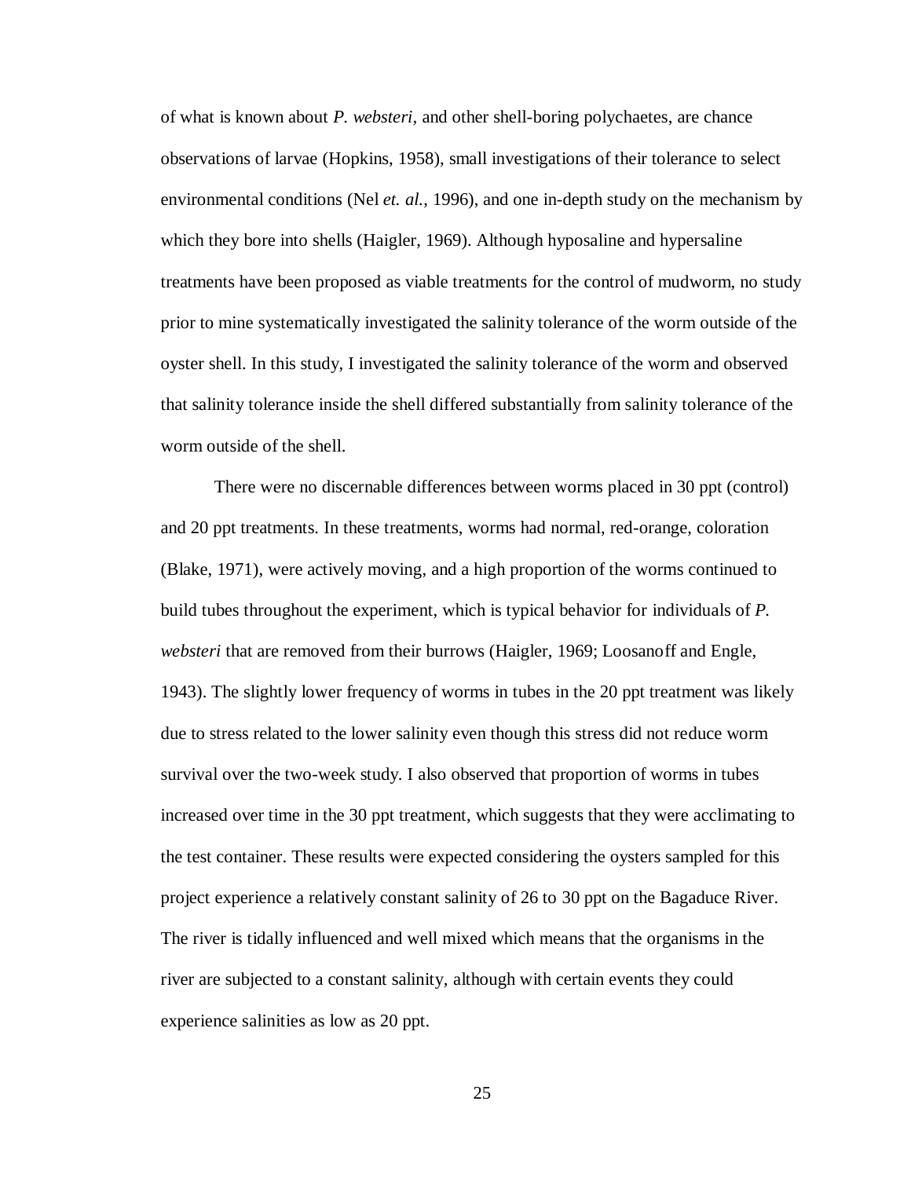of what is known about *P. websteri*, and other shell-boring polychaetes, are chance observations of larvae (Hopkins, 1958), small investigations of their tolerance to select environmental conditions (Nel *et. al.*, 1996), and one in-depth study on the mechanism by which they bore into shells (Haigler, 1969). Although hyposaline and hypersaline treatments have been proposed as viable treatments for the control of mudworm, no study prior to mine systematically investigated the salinity tolerance of the worm outside of the oyster shell. In this study, I investigated the salinity tolerance of the worm and observed that salinity tolerance inside the shell differed substantially from salinity tolerance of the worm outside of the shell.

There were no discernable differences between worms placed in 30 ppt (control) and 20 ppt treatments. In these treatments, worms had normal, red-orange, coloration (Blake, 1971), were actively moving, and a high proportion of the worms continued to build tubes throughout the experiment, which is typical behavior for individuals of *P. websteri* that are removed from their burrows (Haigler, 1969; Loosanoff and Engle, 1943). The slightly lower frequency of worms in tubes in the 20 ppt treatment was likely due to stress related to the lower salinity even though this stress did not reduce worm survival over the two-week study. I also observed that proportion of worms in tubes increased over time in the 30 ppt treatment, which suggests that they were acclimating to the test container. These results were expected considering the oysters sampled for this project experience a relatively constant salinity of 26 to 30 ppt on the Bagaduce River. The river is tidally influenced and well mixed which means that the organisms in the river are subjected to a constant salinity, although with certain events they could experience salinities as low as 20 ppt.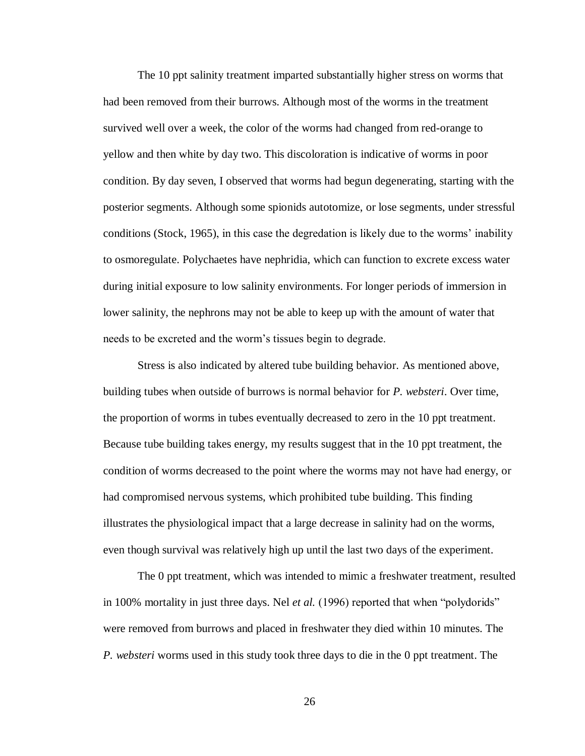The 10 ppt salinity treatment imparted substantially higher stress on worms that had been removed from their burrows. Although most of the worms in the treatment survived well over a week, the color of the worms had changed from red-orange to yellow and then white by day two. This discoloration is indicative of worms in poor condition. By day seven, I observed that worms had begun degenerating, starting with the posterior segments. Although some spionids autotomize, or lose segments, under stressful conditions (Stock, 1965), in this case the degredation is likely due to the worms' inability to osmoregulate. Polychaetes have nephridia, which can function to excrete excess water during initial exposure to low salinity environments. For longer periods of immersion in lower salinity, the nephrons may not be able to keep up with the amount of water that needs to be excreted and the worm's tissues begin to degrade.

Stress is also indicated by altered tube building behavior. As mentioned above, building tubes when outside of burrows is normal behavior for *P. websteri*. Over time, the proportion of worms in tubes eventually decreased to zero in the 10 ppt treatment. Because tube building takes energy, my results suggest that in the 10 ppt treatment, the condition of worms decreased to the point where the worms may not have had energy, or had compromised nervous systems, which prohibited tube building. This finding illustrates the physiological impact that a large decrease in salinity had on the worms, even though survival was relatively high up until the last two days of the experiment.

The 0 ppt treatment, which was intended to mimic a freshwater treatment, resulted in 100% mortality in just three days. Nel *et al.* (1996) reported that when "polydorids" were removed from burrows and placed in freshwater they died within 10 minutes. The *P. websteri* worms used in this study took three days to die in the 0 ppt treatment. The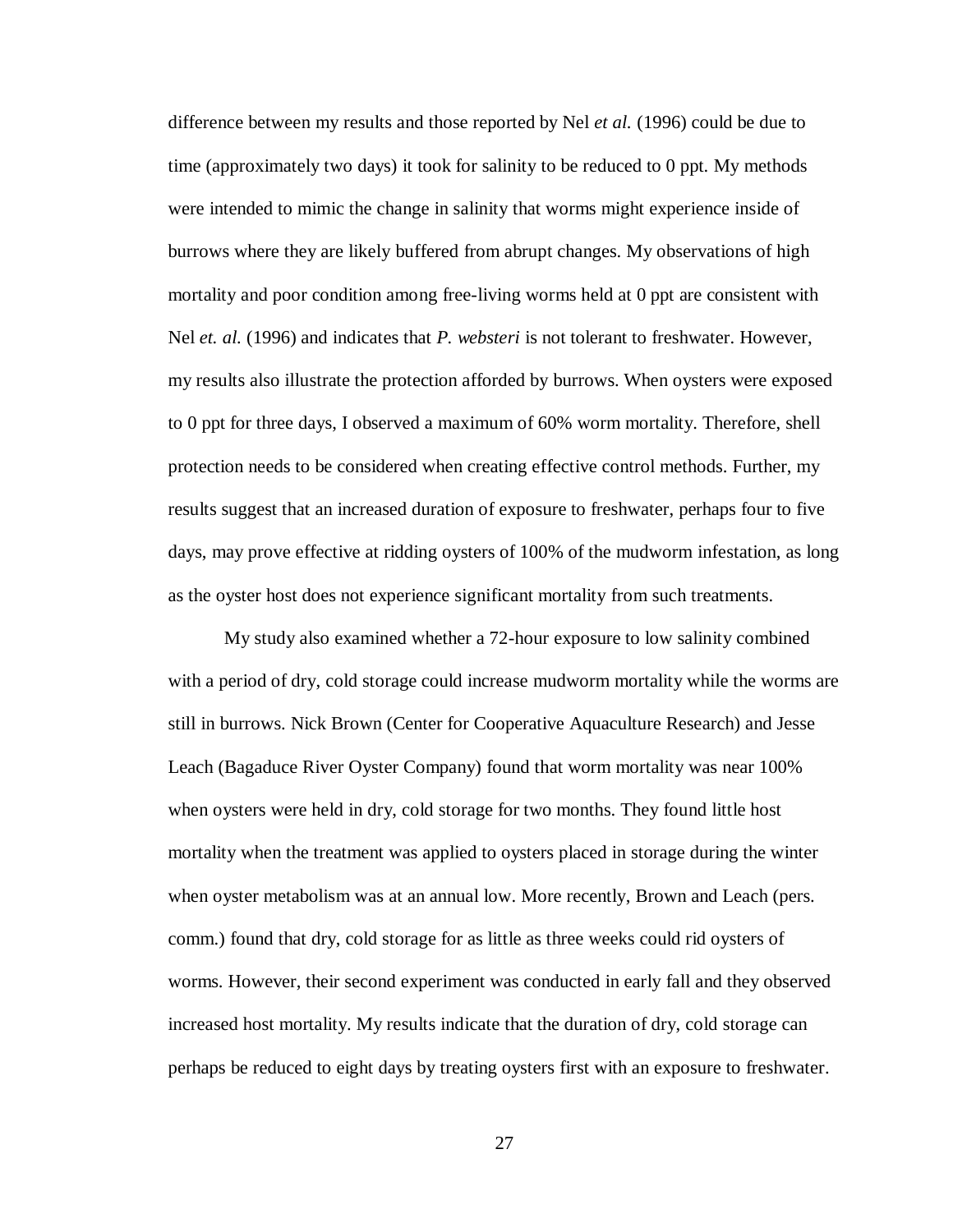difference between my results and those reported by Nel *et al.* (1996) could be due to time (approximately two days) it took for salinity to be reduced to 0 ppt. My methods were intended to mimic the change in salinity that worms might experience inside of burrows where they are likely buffered from abrupt changes. My observations of high mortality and poor condition among free-living worms held at 0 ppt are consistent with Nel *et. al.* (1996) and indicates that *P. websteri* is not tolerant to freshwater. However, my results also illustrate the protection afforded by burrows. When oysters were exposed to 0 ppt for three days, I observed a maximum of 60% worm mortality. Therefore, shell protection needs to be considered when creating effective control methods. Further, my results suggest that an increased duration of exposure to freshwater, perhaps four to five days, may prove effective at ridding oysters of 100% of the mudworm infestation, as long as the oyster host does not experience significant mortality from such treatments.

My study also examined whether a 72-hour exposure to low salinity combined with a period of dry, cold storage could increase mudworm mortality while the worms are still in burrows. Nick Brown (Center for Cooperative Aquaculture Research) and Jesse Leach (Bagaduce River Oyster Company) found that worm mortality was near 100% when oysters were held in dry, cold storage for two months. They found little host mortality when the treatment was applied to oysters placed in storage during the winter when oyster metabolism was at an annual low. More recently, Brown and Leach (pers. comm.) found that dry, cold storage for as little as three weeks could rid oysters of worms. However, their second experiment was conducted in early fall and they observed increased host mortality. My results indicate that the duration of dry, cold storage can perhaps be reduced to eight days by treating oysters first with an exposure to freshwater.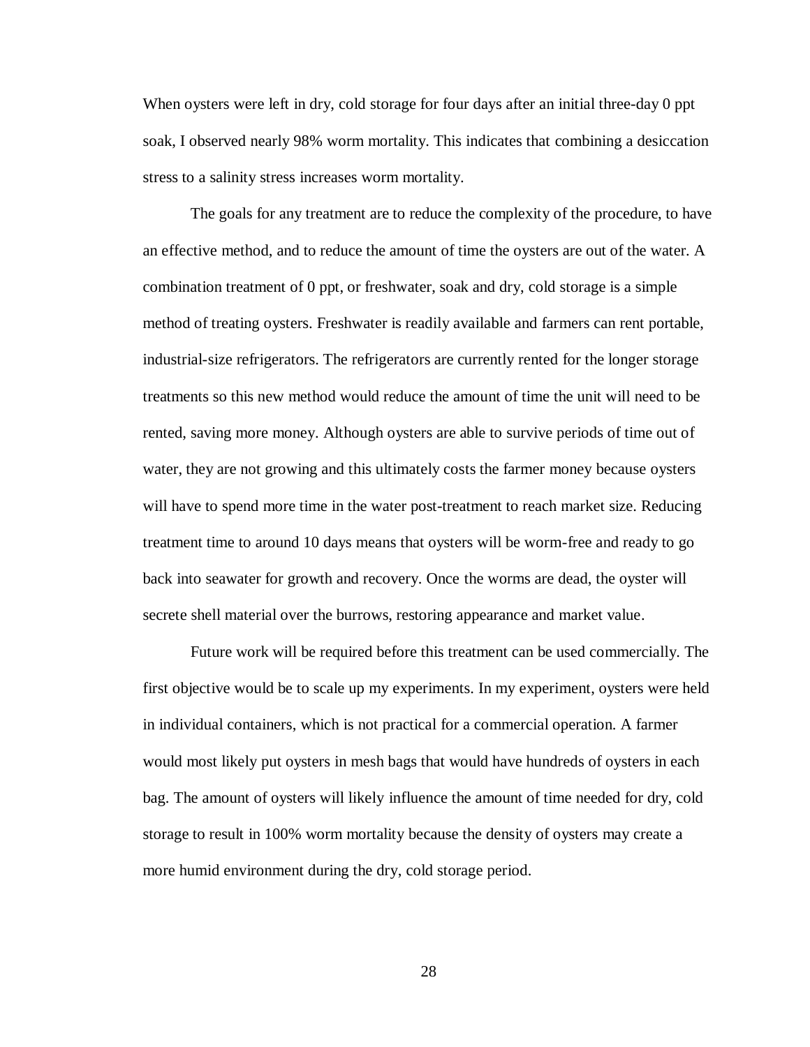When oysters were left in dry, cold storage for four days after an initial three-day 0 ppt soak, I observed nearly 98% worm mortality. This indicates that combining a desiccation stress to a salinity stress increases worm mortality.

The goals for any treatment are to reduce the complexity of the procedure, to have an effective method, and to reduce the amount of time the oysters are out of the water. A combination treatment of 0 ppt, or freshwater, soak and dry, cold storage is a simple method of treating oysters. Freshwater is readily available and farmers can rent portable, industrial-size refrigerators. The refrigerators are currently rented for the longer storage treatments so this new method would reduce the amount of time the unit will need to be rented, saving more money. Although oysters are able to survive periods of time out of water, they are not growing and this ultimately costs the farmer money because oysters will have to spend more time in the water post-treatment to reach market size. Reducing treatment time to around 10 days means that oysters will be worm-free and ready to go back into seawater for growth and recovery. Once the worms are dead, the oyster will secrete shell material over the burrows, restoring appearance and market value.

Future work will be required before this treatment can be used commercially. The first objective would be to scale up my experiments. In my experiment, oysters were held in individual containers, which is not practical for a commercial operation. A farmer would most likely put oysters in mesh bags that would have hundreds of oysters in each bag. The amount of oysters will likely influence the amount of time needed for dry, cold storage to result in 100% worm mortality because the density of oysters may create a more humid environment during the dry, cold storage period.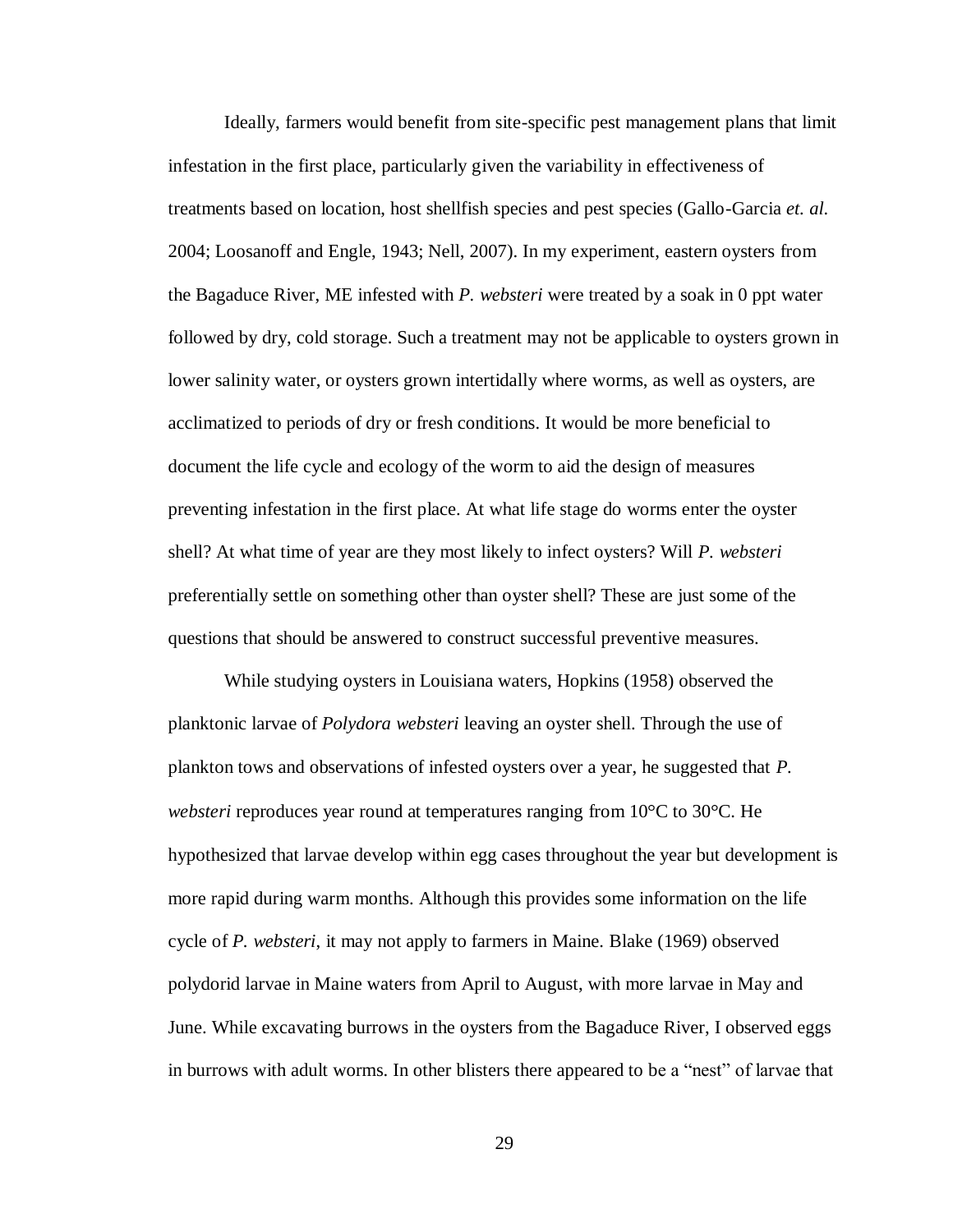Ideally, farmers would benefit from site-specific pest management plans that limit infestation in the first place, particularly given the variability in effectiveness of treatments based on location, host shellfish species and pest species (Gallo-Garcia *et. al.* 2004; Loosanoff and Engle, 1943; Nell, 2007). In my experiment, eastern oysters from the Bagaduce River, ME infested with *P. websteri* were treated by a soak in 0 ppt water followed by dry, cold storage. Such a treatment may not be applicable to oysters grown in lower salinity water, or oysters grown intertidally where worms, as well as oysters, are acclimatized to periods of dry or fresh conditions. It would be more beneficial to document the life cycle and ecology of the worm to aid the design of measures preventing infestation in the first place. At what life stage do worms enter the oyster shell? At what time of year are they most likely to infect oysters? Will *P. websteri* preferentially settle on something other than oyster shell? These are just some of the questions that should be answered to construct successful preventive measures.

While studying oysters in Louisiana waters, Hopkins (1958) observed the planktonic larvae of *Polydora websteri* leaving an oyster shell. Through the use of plankton tows and observations of infested oysters over a year, he suggested that *P. websteri* reproduces year round at temperatures ranging from 10°C to 30°C. He hypothesized that larvae develop within egg cases throughout the year but development is more rapid during warm months. Although this provides some information on the life cycle of *P. websteri*, it may not apply to farmers in Maine. Blake (1969) observed polydorid larvae in Maine waters from April to August, with more larvae in May and June. While excavating burrows in the oysters from the Bagaduce River, I observed eggs in burrows with adult worms. In other blisters there appeared to be a "nest" of larvae that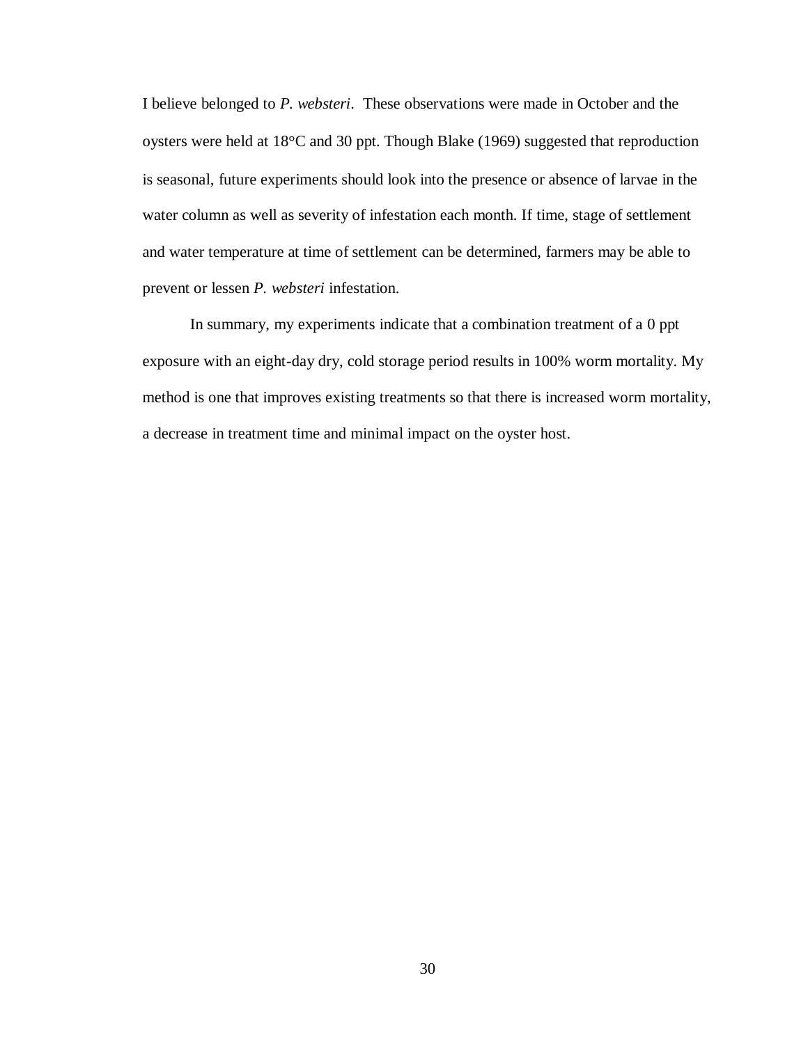I believe belonged to *P. websteri*. These observations were made in October and the oysters were held at 18°C and 30 ppt. Though Blake (1969) suggested that reproduction is seasonal, future experiments should look into the presence or absence of larvae in the water column as well as severity of infestation each month. If time, stage of settlement and water temperature at time of settlement can be determined, farmers may be able to prevent or lessen *P. websteri* infestation.

In summary, my experiments indicate that a combination treatment of a 0 ppt exposure with an eight-day dry, cold storage period results in 100% worm mortality. My method is one that improves existing treatments so that there is increased worm mortality, a decrease in treatment time and minimal impact on the oyster host.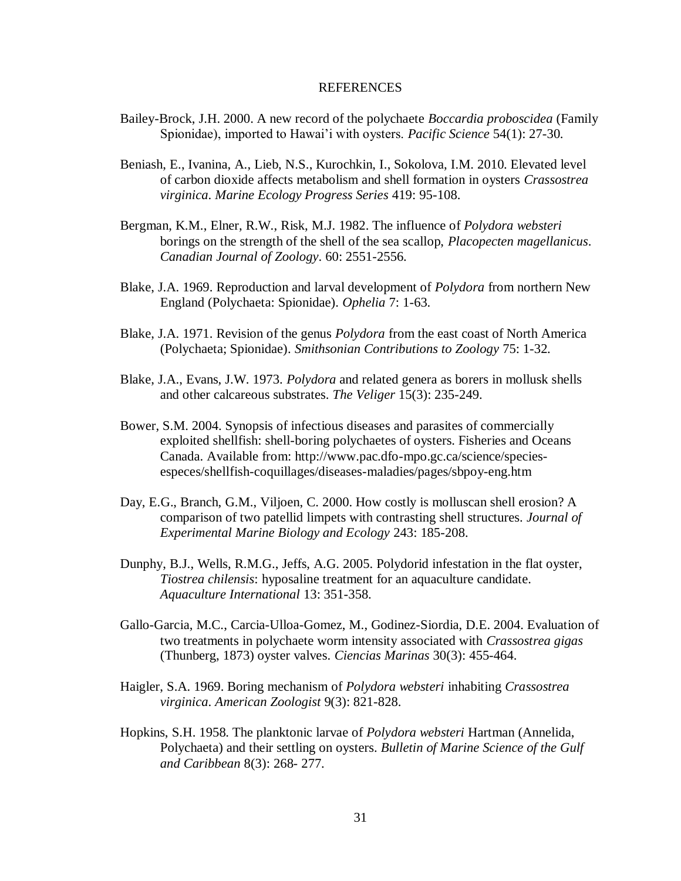# REFERENCES

Bailey-Brock, J.H. 2000. A new record of the polychaete *Boccardia proboscidea* (Family Spionidae), imported to Hawai'i with oysters. *Pacific Science* 54(1): 27-30.

Beniash, E., Ivanina, A., Lieb, N.S., Kurochkin, I., Sokolova, I.M. 2010. Elevated level of carbon dioxide affects metabolism and shell formation in oysters *Crassostrea virginica*. *Marine Ecology Progress Series* 419: 95-108.

Bergman, K.M., Elner, R.W., Risk, M.J. 1982. The influence of *Polydora websteri* borings on the strength of the shell of the sea scallop, *Placopecten magellanicus*. *Canadian Journal of Zoology*. 60: 2551-2556.

Blake, J.A. 1969. Reproduction and larval development of *Polydora* from northern New England (Polychaeta: Spionidae). *Ophelia* 7: 1-63.

Blake, J.A. 1971. Revision of the genus *Polydora* from the east coast of North America (Polychaeta; Spionidae). *Smithsonian Contributions to Zoology* 75: 1-32.

Blake, J.A., Evans, J.W. 1973. *Polydora* and related genera as borers in mollusk shells and other calcareous substrates. *The Veliger* 15(3): 235-249.

Bower, S.M. 2004. Synopsis of infectious diseases and parasites of commercially exploited shellfish: shell-boring polychaetes of oysters. Fisheries and Oceans Canada. Available from: http://www.pac.dfo-mpo.gc.ca/science/species-especes/shellfish-coquillages/diseases-maladies/pages/sbpoy-eng.htm

Day, E.G., Branch, G.M., Viljoen, C. 2000. How costly is molluscan shell erosion? A comparison of two patellid limpets with contrasting shell structures. *Journal of Experimental Marine Biology and Ecology* 243: 185-208.

Dunphy, B.J., Wells, R.M.G., Jeffs, A.G. 2005. Polydorid infestation in the flat oyster, *Tiostrea chilensis*: hyposaline treatment for an aquaculture candidate. *Aquaculture International* 13: 351-358.

Gallo-Garcia, M.C., Carcia-Ulloa-Gomez, M., Godinez-Siordia, D.E. 2004. Evaluation of two treatments in polychaete worm intensity associated with *Crassostrea gigas* (Thunberg, 1873) oyster valves. *Ciencias Marinas* 30(3): 455-464.

Haigler, S.A. 1969. Boring mechanism of *Polydora websteri* inhabiting *Crassostrea virginica*. *American Zoologist* 9(3): 821-828.

Hopkins, S.H. 1958. The planktonic larvae of *Polydora websteri* Hartman (Annelida, Polychaeta) and their settling on oysters. *Bulletin of Marine Science of the Gulf and Caribbean* 8(3): 268- 277.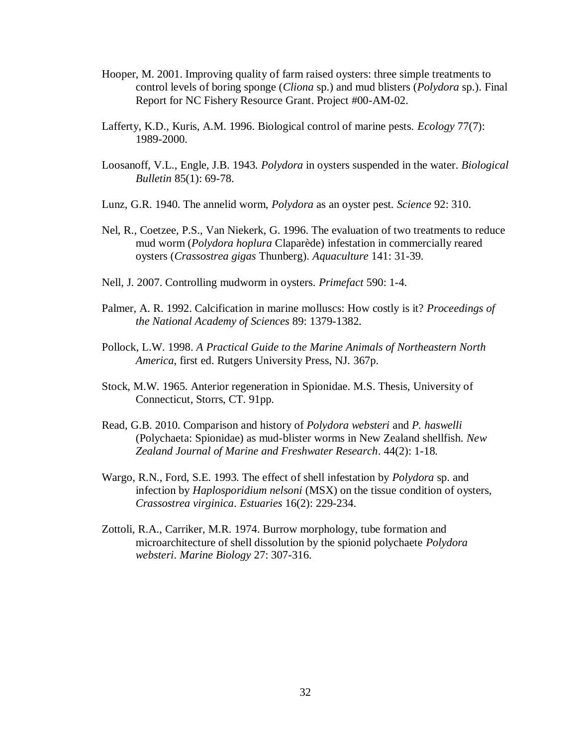Hooper, M. 2001. Improving quality of farm raised oysters: three simple treatments to control levels of boring sponge (*Cliona* sp.) and mud blisters (*Polydora* sp.). Final Report for NC Fishery Resource Grant. Project #00-AM-02.

Lafferty, K.D., Kuris, A.M. 1996. Biological control of marine pests. *Ecology* 77(7): 1989-2000.

Loosanoff, V.L., Engle, J.B. 1943. *Polydora* in oysters suspended in the water. *Biological Bulletin* 85(1): 69-78.

Lunz, G.R. 1940. The annelid worm, *Polydora* as an oyster pest. *Science* 92: 310.

Nel, R., Coetzee, P.S., Van Niekerk, G. 1996. The evaluation of two treatments to reduce mud worm (*Polydora hoplura* Claparède) infestation in commercially reared oysters (*Crassostrea gigas* Thunberg). *Aquaculture* 141: 31-39.

Nell, J. 2007. Controlling mudworm in oysters. *Primefact* 590: 1-4.

Palmer, A. R. 1992. Calcification in marine molluscs: How costly is it? *Proceedings of the National Academy of Sciences* 89: 1379-1382.

Pollock, L.W. 1998. *A Practical Guide to the Marine Animals of Northeastern North America*, first ed. Rutgers University Press, NJ. 367p.

Stock, M.W. 1965. Anterior regeneration in Spionidae. M.S. Thesis, University of Connecticut, Storrs, CT. 91pp.

Read, G.B. 2010. Comparison and history of *Polydora websteri* and *P. haswelli* (Polychaeta: Spionidae) as mud-blister worms in New Zealand shellfish. *New Zealand Journal of Marine and Freshwater Research*. 44(2): 1-18.

Wargo, R.N., Ford, S.E. 1993. The effect of shell infestation by *Polydora* sp. and infection by *Haplosporidium nelsoni* (MSX) on the tissue condition of oysters, *Crassostrea virginica*. *Estuaries* 16(2): 229-234.

Zottoli, R.A., Carriker, M.R. 1974. Burrow morphology, tube formation and microarchitecture of shell dissolution by the spionid polychaete *Polydora websteri*. *Marine Biology* 27: 307-316.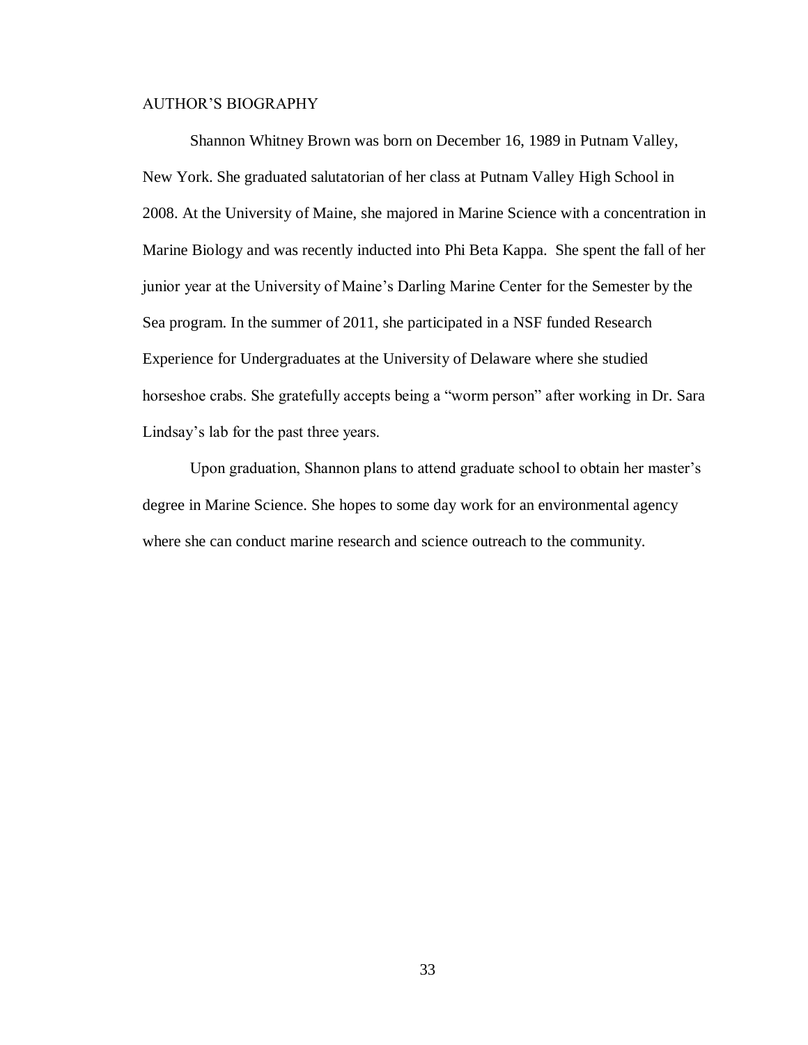# AUTHOR'S BIOGRAPHY

Shannon Whitney Brown was born on December 16, 1989 in Putnam Valley, New York. She graduated salutatorian of her class at Putnam Valley High School in 2008. At the University of Maine, she majored in Marine Science with a concentration in Marine Biology and was recently inducted into Phi Beta Kappa. She spent the fall of her junior year at the University of Maine's Darling Marine Center for the Semester by the Sea program. In the summer of 2011, she participated in a NSF funded Research Experience for Undergraduates at the University of Delaware where she studied horseshoe crabs. She gratefully accepts being a "worm person" after working in Dr. Sara Lindsay's lab for the past three years.

Upon graduation, Shannon plans to attend graduate school to obtain her master's degree in Marine Science. She hopes to some day work for an environmental agency where she can conduct marine research and science outreach to the community.